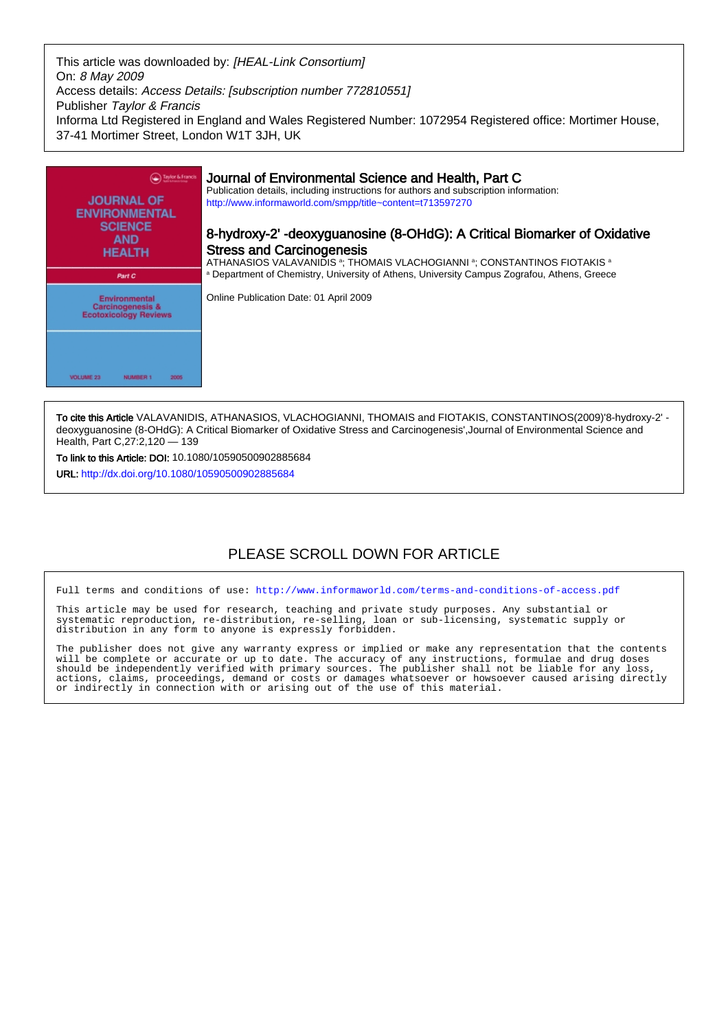This article was downloaded by: *[HEAL-Link Consortium]*
On: *8 May 2009*
Access details: *Access Details: [subscription number 772810551]*
Publisher *Taylor & Francis*
Informa Ltd Registered in England and Wales Registered Number: 1072954 Registered office: Mortimer House, 37-41 Mortimer Street, London W1T 3JH, UK

JOURNAL OF ENVIRONMENTAL SCIENCE AND HEALTH

Part C

Environmental Carcinogenesis & Ecotoxicology Reviews

VOLUME 23 NUMBER 1 2005

# Journal of Environmental Science and Health, Part C

Publication details, including instructions for authors and subscription information:
http://www.informaworld.com/smpp/title~content=t713597270

## 8-hydroxy-2' -deoxyguanosine (8-OHdG): A Critical Biomarker of Oxidative Stress and Carcinogenesis

ATHANASIOS VALAVANIDIS [a]; THOMAIS VLACHOGIANNI [a]; CONSTANTINOS FIOTAKIS [a]

[a] Department of Chemistry, University of Athens, University Campus Zografou, Athens, Greece

Online Publication Date: 01 April 2009

**To cite this Article** VALAVANIDIS, ATHANASIOS, VLACHOGIANNI, THOMAIS and FIOTAKIS, CONSTANTINOS(2009)'8-hydroxy-2' -deoxyguanosine (8-OHdG): A Critical Biomarker of Oxidative Stress and Carcinogenesis',Journal of Environmental Science and Health, Part C,27:2,120 — 139

**To link to this Article: DOI:** 10.1080/10590500902885684

**URL:** http://dx.doi.org/10.1080/10590500902885684

PLEASE SCROLL DOWN FOR ARTICLE

Full terms and conditions of use: http://www.informaworld.com/terms-and-conditions-of-access.pdf

This article may be used for research, teaching and private study purposes. Any substantial or systematic reproduction, re-distribution, re-selling, loan or sub-licensing, systematic supply or distribution in any form to anyone is expressly forbidden.

The publisher does not give any warranty express or implied or make any representation that the contents will be complete or accurate or up to date. The accuracy of any instructions, formulae and drug doses should be independently verified with primary sources. The publisher shall not be liable for any loss, actions, claims, proceedings, demand or costs or damages whatsoever or howsoever caused arising directly or indirectly in connection with or arising out of the use of this material.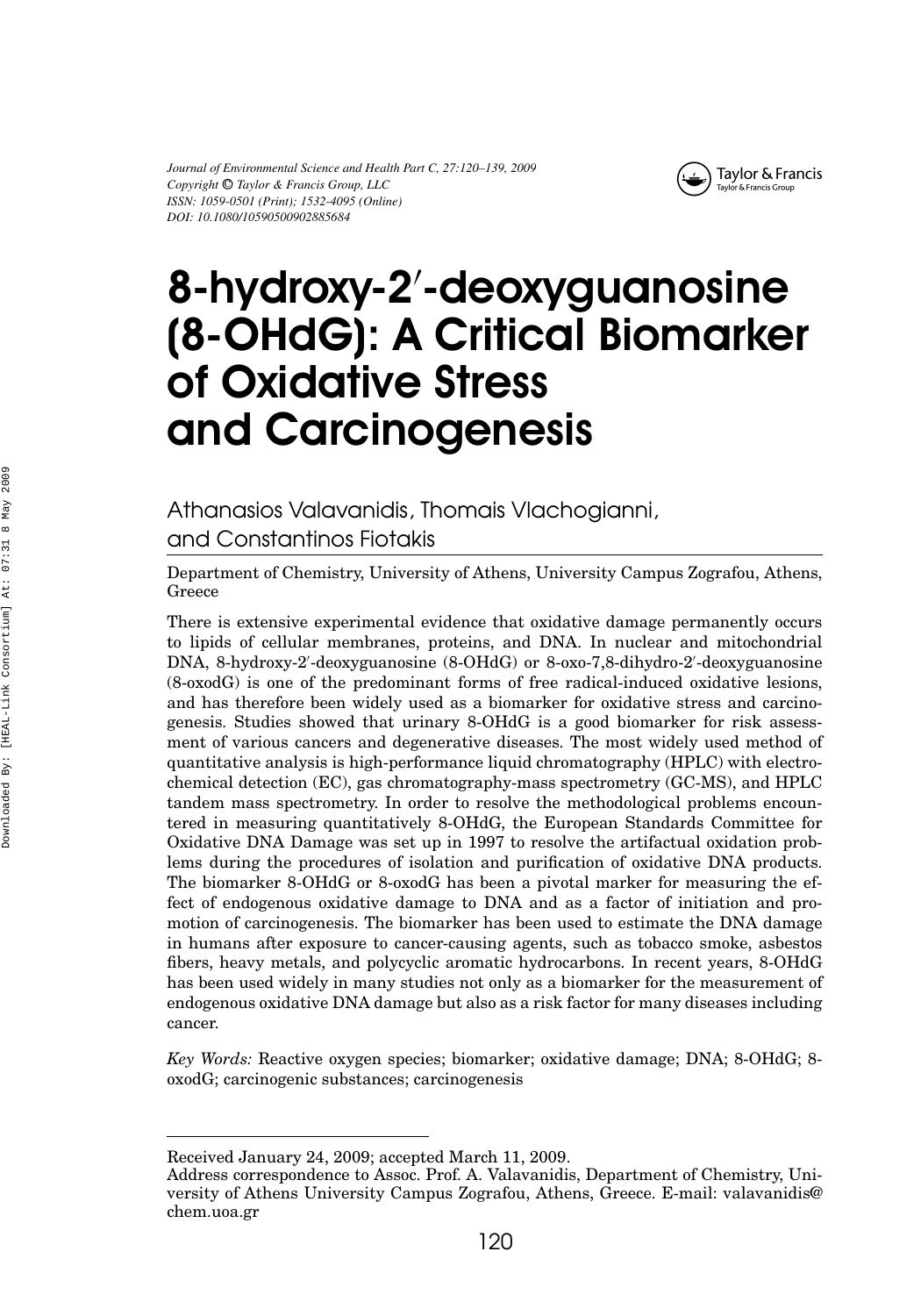# 8-hydroxy-2′-deoxyguanosine (8-OHdG): A Critical Biomarker of Oxidative Stress and Carcinogenesis

Athanasios Valavanidis, Thomais Vlachogianni, and Constantinos Fiotakis

Department of Chemistry, University of Athens, University Campus Zografou, Athens, Greece

There is extensive experimental evidence that oxidative damage permanently occurs to lipids of cellular membranes, proteins, and DNA. In nuclear and mitochondrial DNA, 8-hydroxy-2′-deoxyguanosine (8-OHdG) or 8-oxo-7,8-dihydro-2′-deoxyguanosine (8-oxodG) is one of the predominant forms of free radical-induced oxidative lesions, and has therefore been widely used as a biomarker for oxidative stress and carcinogenesis. Studies showed that urinary 8-OHdG is a good biomarker for risk assessment of various cancers and degenerative diseases. The most widely used method of quantitative analysis is high-performance liquid chromatography (HPLC) with electrochemical detection (EC), gas chromatography-mass spectrometry (GC-MS), and HPLC tandem mass spectrometry. In order to resolve the methodological problems encountered in measuring quantitatively 8-OHdG, the European Standards Committee for Oxidative DNA Damage was set up in 1997 to resolve the artifactual oxidation problems during the procedures of isolation and purification of oxidative DNA products. The biomarker 8-OHdG or 8-oxodG has been a pivotal marker for measuring the effect of endogenous oxidative damage to DNA and as a factor of initiation and promotion of carcinogenesis. The biomarker has been used to estimate the DNA damage in humans after exposure to cancer-causing agents, such as tobacco smoke, asbestos fibers, heavy metals, and polycyclic aromatic hydrocarbons. In recent years, 8-OHdG has been used widely in many studies not only as a biomarker for the measurement of endogenous oxidative DNA damage but also as a risk factor for many diseases including cancer.

*Key Words:* Reactive oxygen species; biomarker; oxidative damage; DNA; 8-OHdG; 8-oxodG; carcinogenic substances; carcinogenesis

---

Received January 24, 2009; accepted March 11, 2009.

Address correspondence to Assoc. Prof. A. Valavanidis, Department of Chemistry, University of Athens University Campus Zografou, Athens, Greece. E-mail: valavanidis@chem.uoa.gr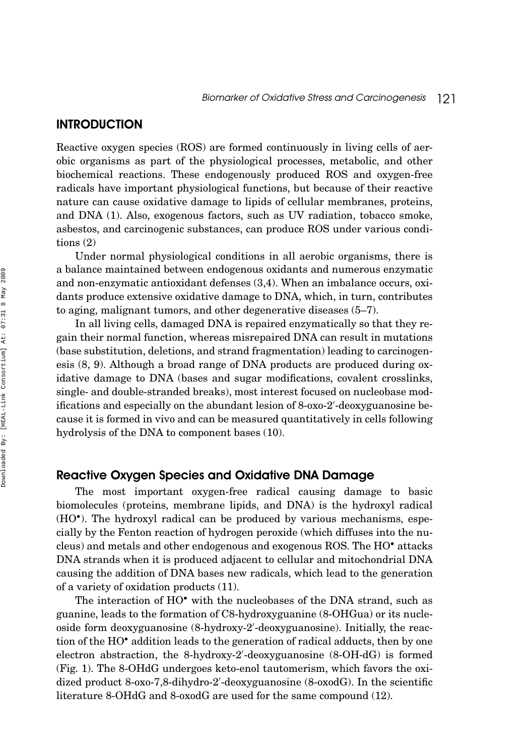## INTRODUCTION

Reactive oxygen species (ROS) are formed continuously in living cells of aerobic organisms as part of the physiological processes, metabolic, and other biochemical reactions. These endogenously produced ROS and oxygen-free radicals have important physiological functions, but because of their reactive nature can cause oxidative damage to lipids of cellular membranes, proteins, and DNA (1). Also, exogenous factors, such as UV radiation, tobacco smoke, asbestos, and carcinogenic substances, can produce ROS under various conditions (2)

Under normal physiological conditions in all aerobic organisms, there is a balance maintained between endogenous oxidants and numerous enzymatic and non-enzymatic antioxidant defenses (3,4). When an imbalance occurs, oxidants produce extensive oxidative damage to DNA, which, in turn, contributes to aging, malignant tumors, and other degenerative diseases (5–7).

In all living cells, damaged DNA is repaired enzymatically so that they regain their normal function, whereas misrepaired DNA can result in mutations (base substitution, deletions, and strand fragmentation) leading to carcinogenesis (8, 9). Although a broad range of DNA products are produced during oxidative damage to DNA (bases and sugar modifications, covalent crosslinks, single- and double-stranded breaks), most interest focused on nucleobase modifications and especially on the abundant lesion of 8-oxo-2′-deoxyguanosine because it is formed in vivo and can be measured quantitatively in cells following hydrolysis of the DNA to component bases (10).

### Reactive Oxygen Species and Oxidative DNA Damage

The most important oxygen-free radical causing damage to basic biomolecules (proteins, membrane lipids, and DNA) is the hydroxyl radical ($HO^{\bullet}$). The hydroxyl radical can be produced by various mechanisms, especially by the Fenton reaction of hydrogen peroxide (which diffuses into the nucleus) and metals and other endogenous and exogenous ROS. The $HO^{\bullet}$ attacks DNA strands when it is produced adjacent to cellular and mitochondrial DNA causing the addition of DNA bases new radicals, which lead to the generation of a variety of oxidation products (11).

The interaction of $HO^{\bullet}$ with the nucleobases of the DNA strand, such as guanine, leads to the formation of C8-hydroxyguanine (8-OHGua) or its nucleoside form deoxyguanosine (8-hydroxy-2′-deoxyguanosine). Initially, the reaction of the $HO^{\bullet}$ addition leads to the generation of radical adducts, then by one electron abstraction, the 8-hydroxy-2′-deoxyguanosine (8-OH-dG) is formed (Fig. 1). The 8-OHdG undergoes keto-enol tautomerism, which favors the oxidized product 8-oxo-7,8-dihydro-2′-deoxyguanosine (8-oxodG). In the scientific literature 8-OHdG and 8-oxodG are used for the same compound (12).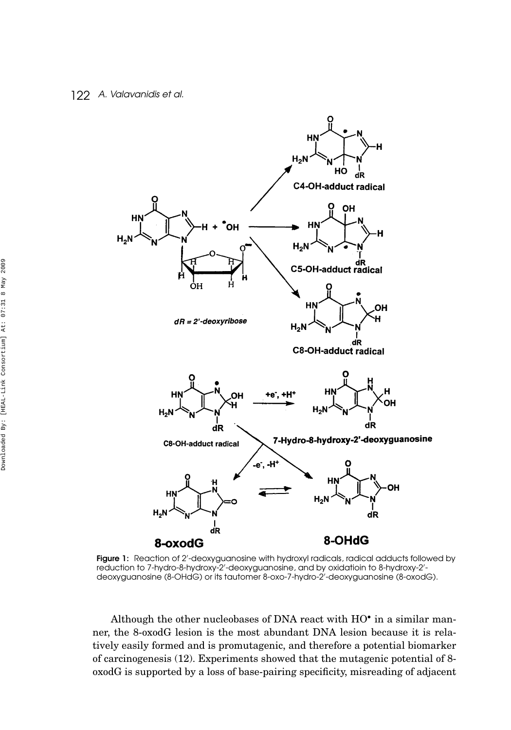**Figure 1:** Reaction of 2′-deoxyguanosine with hydroxyl radicals, radical adducts followed by reduction to 7-hydro-8-hydroxy-2′-deoxyguanosine, and by oxidatioin to 8-hydroxy-2′-deoxyguanosine (8-OHdG) or its tautomer 8-oxo-7-hydro-2′-deoxyguanosine (8-oxodG).

Although the other nucleobases of DNA react with HO$^{\bullet}$ in a similar manner, the 8-oxodG lesion is the most abundant DNA lesion because it is relatively easily formed and is promutagenic, and therefore a potential biomarker of carcinogenesis (12). Experiments showed that the mutagenic potential of 8-oxodG is supported by a loss of base-pairing specificity, misreading of adjacent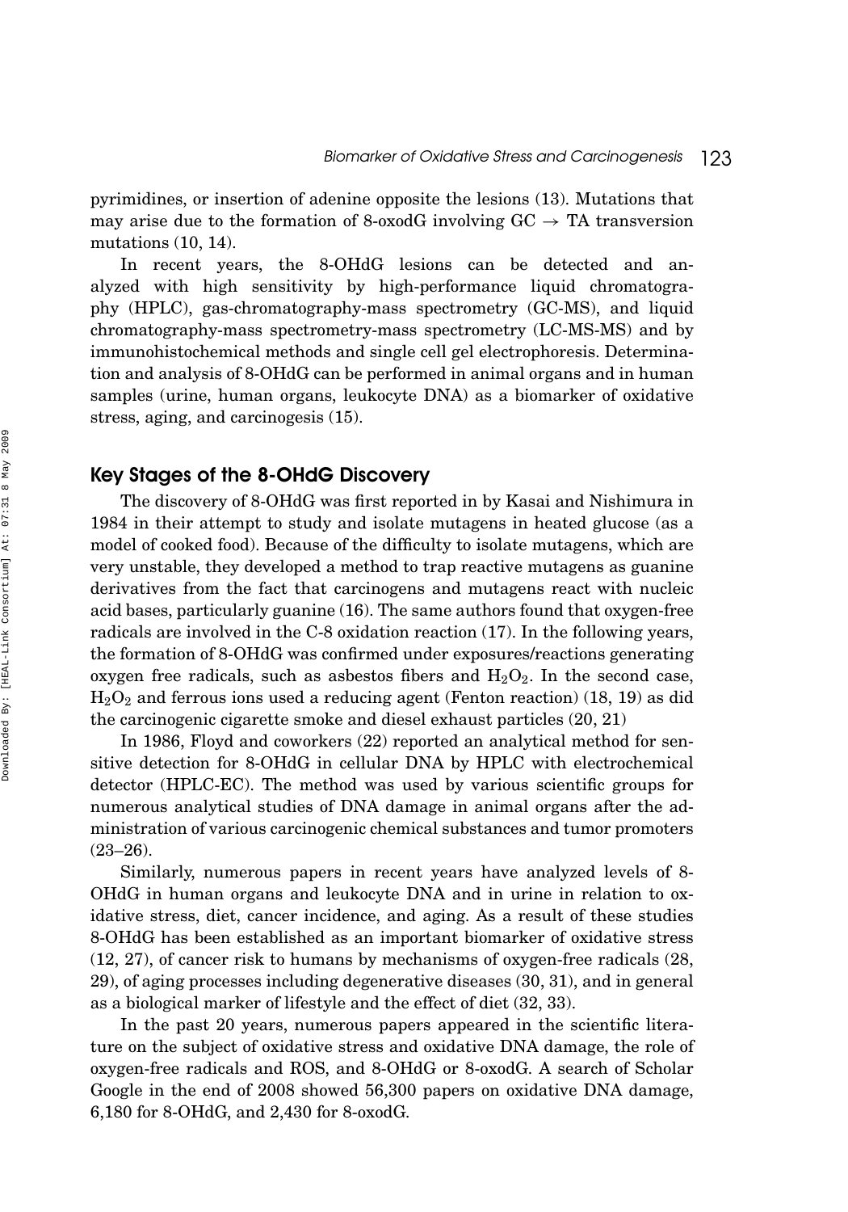pyrimidines, or insertion of adenine opposite the lesions (13). Mutations that may arise due to the formation of 8-oxodG involving GC → TA transversion mutations (10, 14).

In recent years, the 8-OHdG lesions can be detected and analyzed with high sensitivity by high-performance liquid chromatography (HPLC), gas-chromatography-mass spectrometry (GC-MS), and liquid chromatography-mass spectrometry-mass spectrometry (LC-MS-MS) and by immunohistochemical methods and single cell gel electrophoresis. Determination and analysis of 8-OHdG can be performed in animal organs and in human samples (urine, human organs, leukocyte DNA) as a biomarker of oxidative stress, aging, and carcinogesis (15).

## Key Stages of the 8-OHdG Discovery

The discovery of 8-OHdG was first reported in by Kasai and Nishimura in 1984 in their attempt to study and isolate mutagens in heated glucose (as a model of cooked food). Because of the difficulty to isolate mutagens, which are very unstable, they developed a method to trap reactive mutagens as guanine derivatives from the fact that carcinogens and mutagens react with nucleic acid bases, particularly guanine (16). The same authors found that oxygen-free radicals are involved in the C-8 oxidation reaction (17). In the following years, the formation of 8-OHdG was confirmed under exposures/reactions generating oxygen free radicals, such as asbestos fibers and $H_2O_2$. In the second case, $H_2O_2$ and ferrous ions used a reducing agent (Fenton reaction) (18, 19) as did the carcinogenic cigarette smoke and diesel exhaust particles (20, 21)

In 1986, Floyd and coworkers (22) reported an analytical method for sensitive detection for 8-OHdG in cellular DNA by HPLC with electrochemical detector (HPLC-EC). The method was used by various scientific groups for numerous analytical studies of DNA damage in animal organs after the administration of various carcinogenic chemical substances and tumor promoters (23–26).

Similarly, numerous papers in recent years have analyzed levels of 8-OHdG in human organs and leukocyte DNA and in urine in relation to oxidative stress, diet, cancer incidence, and aging. As a result of these studies 8-OHdG has been established as an important biomarker of oxidative stress (12, 27), of cancer risk to humans by mechanisms of oxygen-free radicals (28, 29), of aging processes including degenerative diseases (30, 31), and in general as a biological marker of lifestyle and the effect of diet (32, 33).

In the past 20 years, numerous papers appeared in the scientific literature on the subject of oxidative stress and oxidative DNA damage, the role of oxygen-free radicals and ROS, and 8-OHdG or 8-oxodG. A search of Scholar Google in the end of 2008 showed 56,300 papers on oxidative DNA damage, 6,180 for 8-OHdG, and 2,430 for 8-oxodG.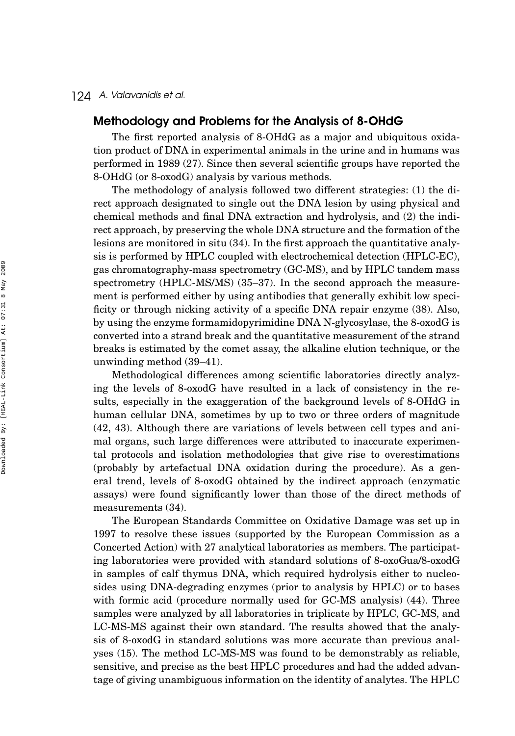## Methodology and Problems for the Analysis of 8-OHdG

The first reported analysis of 8-OHdG as a major and ubiquitous oxidation product of DNA in experimental animals in the urine and in humans was performed in 1989 (27). Since then several scientific groups have reported the 8-OHdG (or 8-oxodG) analysis by various methods.

The methodology of analysis followed two different strategies: (1) the direct approach designated to single out the DNA lesion by using physical and chemical methods and final DNA extraction and hydrolysis, and (2) the indirect approach, by preserving the whole DNA structure and the formation of the lesions are monitored in situ (34). In the first approach the quantitative analysis is performed by HPLC coupled with electrochemical detection (HPLC-EC), gas chromatography-mass spectrometry (GC-MS), and by HPLC tandem mass spectrometry (HPLC-MS/MS) (35–37). In the second approach the measurement is performed either by using antibodies that generally exhibit low specificity or through nicking activity of a specific DNA repair enzyme (38). Also, by using the enzyme formamidopyrimidine DNA N-glycosylase, the 8-oxodG is converted into a strand break and the quantitative measurement of the strand breaks is estimated by the comet assay, the alkaline elution technique, or the unwinding method (39–41).

Methodological differences among scientific laboratories directly analyzing the levels of 8-oxodG have resulted in a lack of consistency in the results, especially in the exaggeration of the background levels of 8-OHdG in human cellular DNA, sometimes by up to two or three orders of magnitude (42, 43). Although there are variations of levels between cell types and animal organs, such large differences were attributed to inaccurate experimental protocols and isolation methodologies that give rise to overestimations (probably by artefactual DNA oxidation during the procedure). As a general trend, levels of 8-oxodG obtained by the indirect approach (enzymatic assays) were found significantly lower than those of the direct methods of measurements (34).

The European Standards Committee on Oxidative Damage was set up in 1997 to resolve these issues (supported by the European Commission as a Concerted Action) with 27 analytical laboratories as members. The participating laboratories were provided with standard solutions of 8-oxoGua/8-oxodG in samples of calf thymus DNA, which required hydrolysis either to nucleosides using DNA-degrading enzymes (prior to analysis by HPLC) or to bases with formic acid (procedure normally used for GC-MS analysis) (44). Three samples were analyzed by all laboratories in triplicate by HPLC, GC-MS, and LC-MS-MS against their own standard. The results showed that the analysis of 8-oxodG in standard solutions was more accurate than previous analyses (15). The method LC-MS-MS was found to be demonstrably as reliable, sensitive, and precise as the best HPLC procedures and had the added advantage of giving unambiguous information on the identity of analytes. The HPLC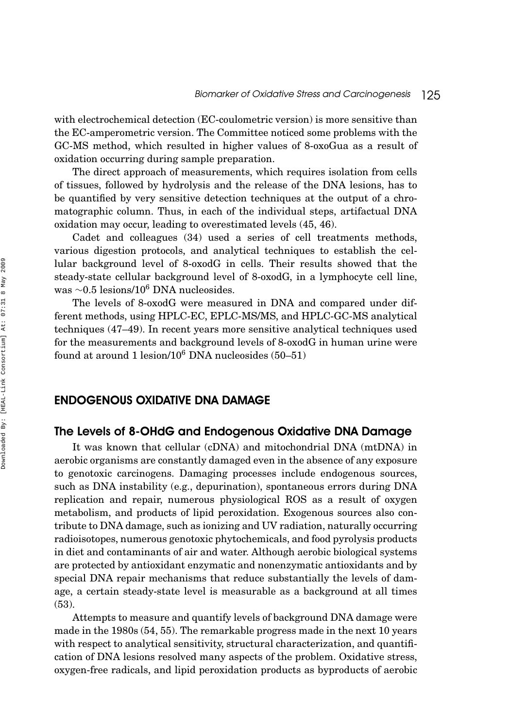with electrochemical detection (EC-coulometric version) is more sensitive than the EC-amperometric version. The Committee noticed some problems with the GC-MS method, which resulted in higher values of 8-oxoGua as a result of oxidation occurring during sample preparation.

The direct approach of measurements, which requires isolation from cells of tissues, followed by hydrolysis and the release of the DNA lesions, has to be quantified by very sensitive detection techniques at the output of a chromatographic column. Thus, in each of the individual steps, artifactual DNA oxidation may occur, leading to overestimated levels (45, 46).

Cadet and colleagues (34) used a series of cell treatments methods, various digestion protocols, and analytical techniques to establish the cellular background level of 8-oxodG in cells. Their results showed that the steady-state cellular background level of 8-oxodG, in a lymphocyte cell line, was $\sim$0.5 lesions/$10^6$ DNA nucleosides.

The levels of 8-oxodG were measured in DNA and compared under different methods, using HPLC-EC, EPLC-MS/MS, and HPLC-GC-MS analytical techniques (47–49). In recent years more sensitive analytical techniques used for the measurements and background levels of 8-oxodG in human urine were found at around 1 lesion/$10^6$ DNA nucleosides (50–51)

## ENDOGENOUS OXIDATIVE DNA DAMAGE

### The Levels of 8-OHdG and Endogenous Oxidative DNA Damage

It was known that cellular (cDNA) and mitochondrial DNA (mtDNA) in aerobic organisms are constantly damaged even in the absence of any exposure to genotoxic carcinogens. Damaging processes include endogenous sources, such as DNA instability (e.g., depurination), spontaneous errors during DNA replication and repair, numerous physiological ROS as a result of oxygen metabolism, and products of lipid peroxidation. Exogenous sources also contribute to DNA damage, such as ionizing and UV radiation, naturally occurring radioisotopes, numerous genotoxic phytochemicals, and food pyrolysis products in diet and contaminants of air and water. Although aerobic biological systems are protected by antioxidant enzymatic and nonenzymatic antioxidants and by special DNA repair mechanisms that reduce substantially the levels of damage, a certain steady-state level is measurable as a background at all times (53).

Attempts to measure and quantify levels of background DNA damage were made in the 1980s (54, 55). The remarkable progress made in the next 10 years with respect to analytical sensitivity, structural characterization, and quantification of DNA lesions resolved many aspects of the problem. Oxidative stress, oxygen-free radicals, and lipid peroxidation products as byproducts of aerobic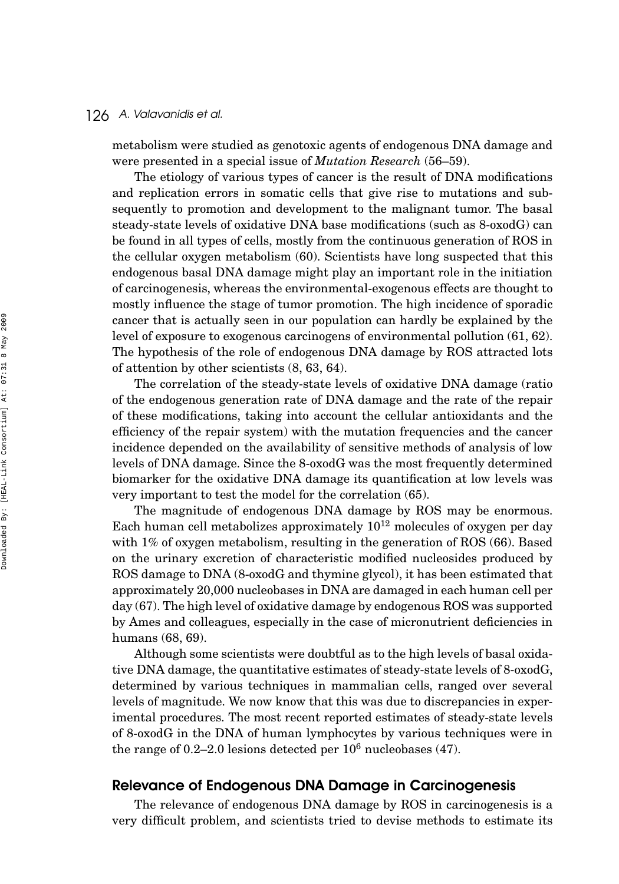metabolism were studied as genotoxic agents of endogenous DNA damage and were presented in a special issue of *Mutation Research* (56–59).

The etiology of various types of cancer is the result of DNA modifications and replication errors in somatic cells that give rise to mutations and subsequently to promotion and development to the malignant tumor. The basal steady-state levels of oxidative DNA base modifications (such as 8-oxodG) can be found in all types of cells, mostly from the continuous generation of ROS in the cellular oxygen metabolism (60). Scientists have long suspected that this endogenous basal DNA damage might play an important role in the initiation of carcinogenesis, whereas the environmental-exogenous effects are thought to mostly influence the stage of tumor promotion. The high incidence of sporadic cancer that is actually seen in our population can hardly be explained by the level of exposure to exogenous carcinogens of environmental pollution (61, 62). The hypothesis of the role of endogenous DNA damage by ROS attracted lots of attention by other scientists (8, 63, 64).

The correlation of the steady-state levels of oxidative DNA damage (ratio of the endogenous generation rate of DNA damage and the rate of the repair of these modifications, taking into account the cellular antioxidants and the efficiency of the repair system) with the mutation frequencies and the cancer incidence depended on the availability of sensitive methods of analysis of low levels of DNA damage. Since the 8-oxodG was the most frequently determined biomarker for the oxidative DNA damage its quantification at low levels was very important to test the model for the correlation (65).

The magnitude of endogenous DNA damage by ROS may be enormous. Each human cell metabolizes approximately $10^{12}$ molecules of oxygen per day with 1% of oxygen metabolism, resulting in the generation of ROS (66). Based on the urinary excretion of characteristic modified nucleosides produced by ROS damage to DNA (8-oxodG and thymine glycol), it has been estimated that approximately 20,000 nucleobases in DNA are damaged in each human cell per day (67). The high level of oxidative damage by endogenous ROS was supported by Ames and colleagues, especially in the case of micronutrient deficiencies in humans (68, 69).

Although some scientists were doubtful as to the high levels of basal oxidative DNA damage, the quantitative estimates of steady-state levels of 8-oxodG, determined by various techniques in mammalian cells, ranged over several levels of magnitude. We now know that this was due to discrepancies in experimental procedures. The most recent reported estimates of steady-state levels of 8-oxodG in the DNA of human lymphocytes by various techniques were in the range of 0.2–2.0 lesions detected per $10^6$ nucleobases (47).

## Relevance of Endogenous DNA Damage in Carcinogenesis

The relevance of endogenous DNA damage by ROS in carcinogenesis is a very difficult problem, and scientists tried to devise methods to estimate its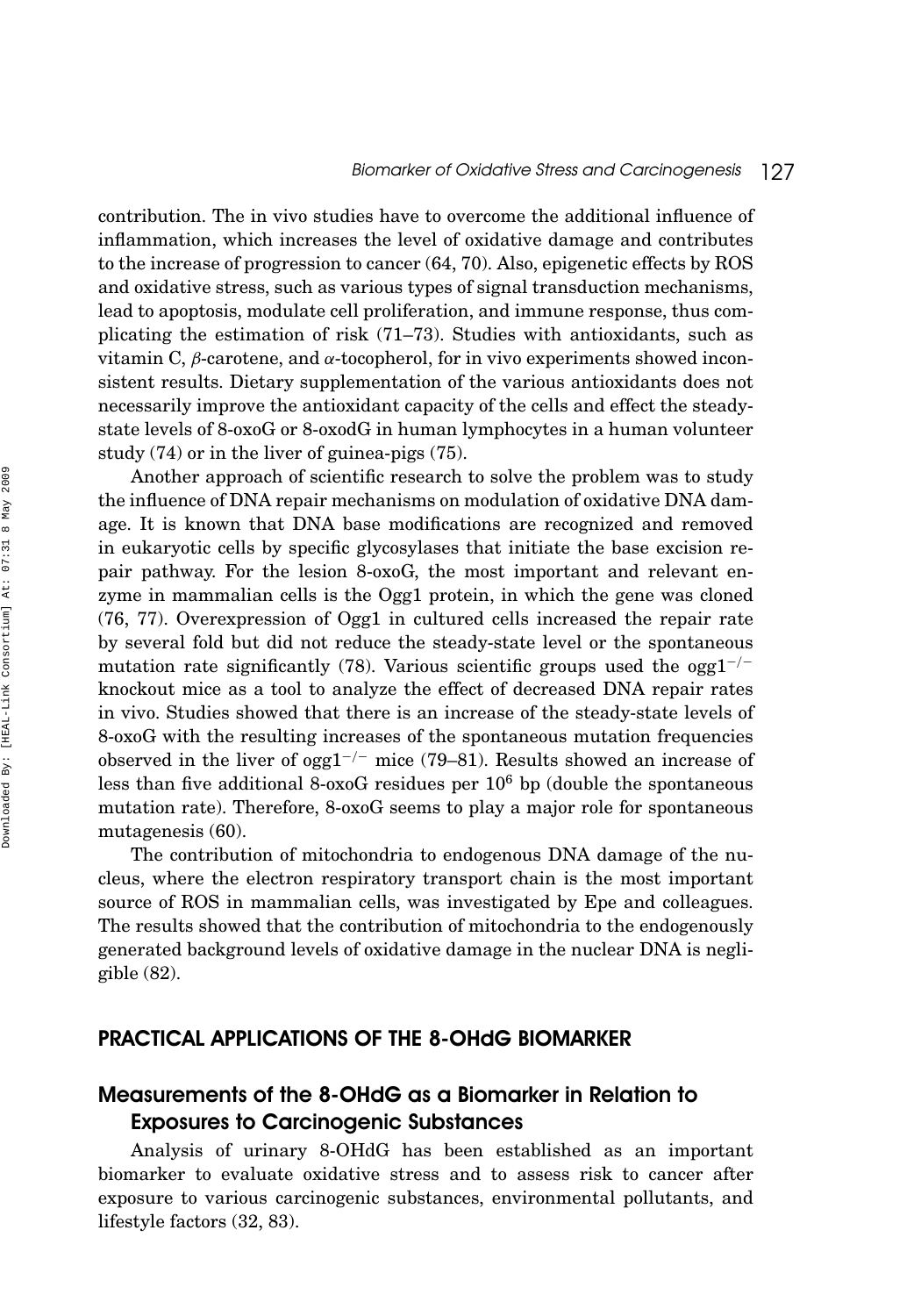contribution. The in vivo studies have to overcome the additional influence of inflammation, which increases the level of oxidative damage and contributes to the increase of progression to cancer (64, 70). Also, epigenetic effects by ROS and oxidative stress, such as various types of signal transduction mechanisms, lead to apoptosis, modulate cell proliferation, and immune response, thus complicating the estimation of risk (71–73). Studies with antioxidants, such as vitamin C, $\beta$-carotene, and $\alpha$-tocopherol, for in vivo experiments showed inconsistent results. Dietary supplementation of the various antioxidants does not necessarily improve the antioxidant capacity of the cells and effect the steady-state levels of 8-oxoG or 8-oxodG in human lymphocytes in a human volunteer study (74) or in the liver of guinea-pigs (75).

Another approach of scientific research to solve the problem was to study the influence of DNA repair mechanisms on modulation of oxidative DNA damage. It is known that DNA base modifications are recognized and removed in eukaryotic cells by specific glycosylases that initiate the base excision repair pathway. For the lesion 8-oxoG, the most important and relevant enzyme in mammalian cells is the Ogg1 protein, in which the gene was cloned (76, 77). Overexpression of Ogg1 in cultured cells increased the repair rate by several fold but did not reduce the steady-state level or the spontaneous mutation rate significantly (78). Various scientific groups used the ogg1$^{-/-}$ knockout mice as a tool to analyze the effect of decreased DNA repair rates in vivo. Studies showed that there is an increase of the steady-state levels of 8-oxoG with the resulting increases of the spontaneous mutation frequencies observed in the liver of ogg1$^{-/-}$ mice (79–81). Results showed an increase of less than five additional 8-oxoG residues per $10^6$ bp (double the spontaneous mutation rate). Therefore, 8-oxoG seems to play a major role for spontaneous mutagenesis (60).

The contribution of mitochondria to endogenous DNA damage of the nucleus, where the electron respiratory transport chain is the most important source of ROS in mammalian cells, was investigated by Epe and colleagues. The results showed that the contribution of mitochondria to the endogenously generated background levels of oxidative damage in the nuclear DNA is negligible (82).

## PRACTICAL APPLICATIONS OF THE 8-OHdG BIOMARKER

### Measurements of the 8-OHdG as a Biomarker in Relation to Exposures to Carcinogenic Substances

Analysis of urinary 8-OHdG has been established as an important biomarker to evaluate oxidative stress and to assess risk to cancer after exposure to various carcinogenic substances, environmental pollutants, and lifestyle factors (32, 83).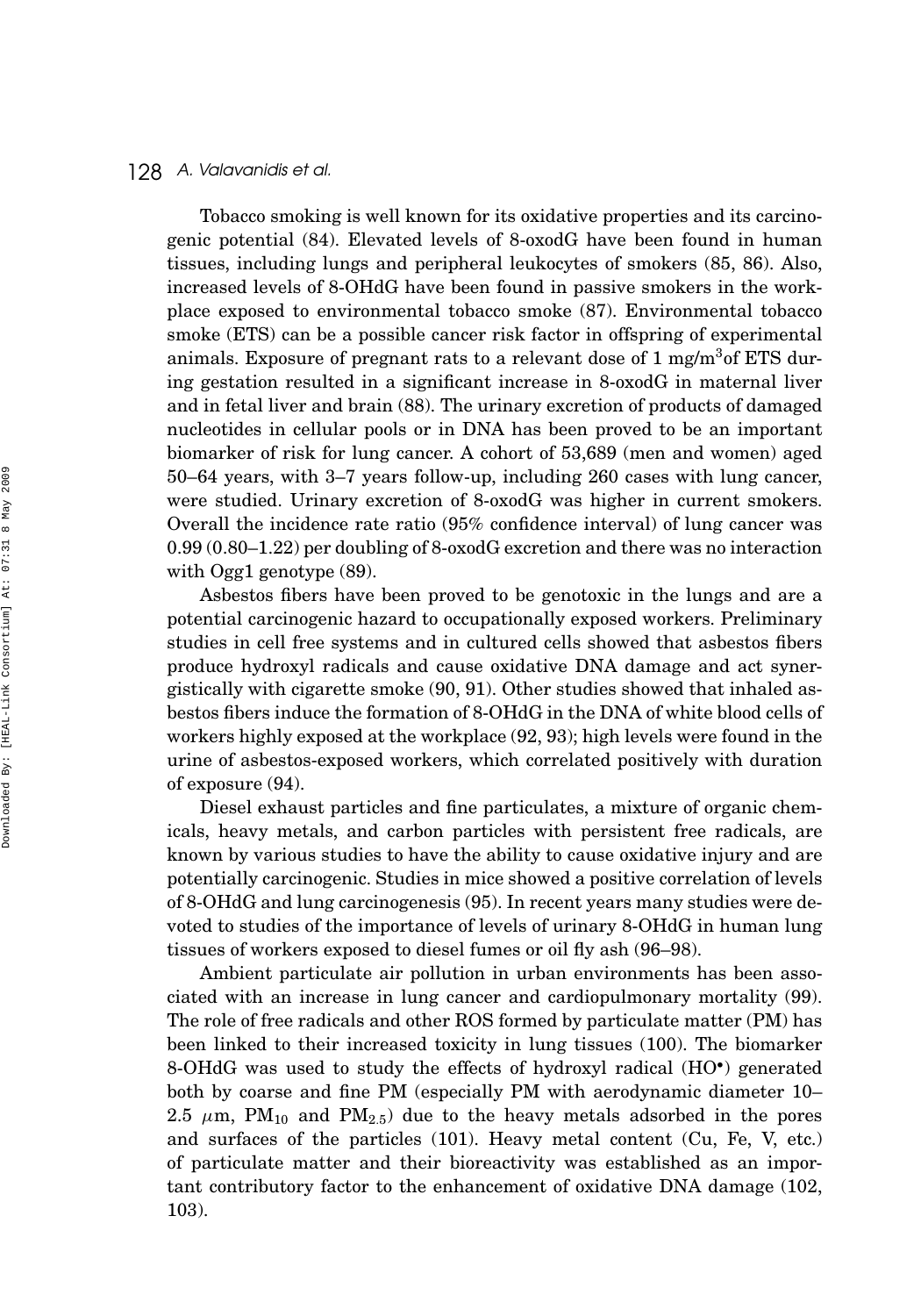Tobacco smoking is well known for its oxidative properties and its carcinogenic potential (84). Elevated levels of 8-oxodG have been found in human tissues, including lungs and peripheral leukocytes of smokers (85, 86). Also, increased levels of 8-OHdG have been found in passive smokers in the workplace exposed to environmental tobacco smoke (87). Environmental tobacco smoke (ETS) can be a possible cancer risk factor in offspring of experimental animals. Exposure of pregnant rats to a relevant dose of 1 mg/$m^3$of ETS during gestation resulted in a significant increase in 8-oxodG in maternal liver and in fetal liver and brain (88). The urinary excretion of products of damaged nucleotides in cellular pools or in DNA has been proved to be an important biomarker of risk for lung cancer. A cohort of 53,689 (men and women) aged 50–64 years, with 3–7 years follow-up, including 260 cases with lung cancer, were studied. Urinary excretion of 8-oxodG was higher in current smokers. Overall the incidence rate ratio (95% confidence interval) of lung cancer was 0.99 (0.80–1.22) per doubling of 8-oxodG excretion and there was no interaction with Ogg1 genotype (89).

Asbestos fibers have been proved to be genotoxic in the lungs and are a potential carcinogenic hazard to occupationally exposed workers. Preliminary studies in cell free systems and in cultured cells showed that asbestos fibers produce hydroxyl radicals and cause oxidative DNA damage and act synergistically with cigarette smoke (90, 91). Other studies showed that inhaled asbestos fibers induce the formation of 8-OHdG in the DNA of white blood cells of workers highly exposed at the workplace (92, 93); high levels were found in the urine of asbestos-exposed workers, which correlated positively with duration of exposure (94).

Diesel exhaust particles and fine particulates, a mixture of organic chemicals, heavy metals, and carbon particles with persistent free radicals, are known by various studies to have the ability to cause oxidative injury and are potentially carcinogenic. Studies in mice showed a positive correlation of levels of 8-OHdG and lung carcinogenesis (95). In recent years many studies were devoted to studies of the importance of levels of urinary 8-OHdG in human lung tissues of workers exposed to diesel fumes or oil fly ash (96–98).

Ambient particulate air pollution in urban environments has been associated with an increase in lung cancer and cardiopulmonary mortality (99). The role of free radicals and other ROS formed by particulate matter (PM) has been linked to their increased toxicity in lung tissues (100). The biomarker 8-OHdG was used to study the effects of hydroxyl radical ($HO^{\bullet}$) generated both by coarse and fine PM (especially PM with aerodynamic diameter 10–2.5 $\mu$m, $PM_{10}$ and $PM_{2.5}$) due to the heavy metals adsorbed in the pores and surfaces of the particles (101). Heavy metal content (Cu, Fe, V, etc.) of particulate matter and their bioreactivity was established as an important contributory factor to the enhancement of oxidative DNA damage (102, 103).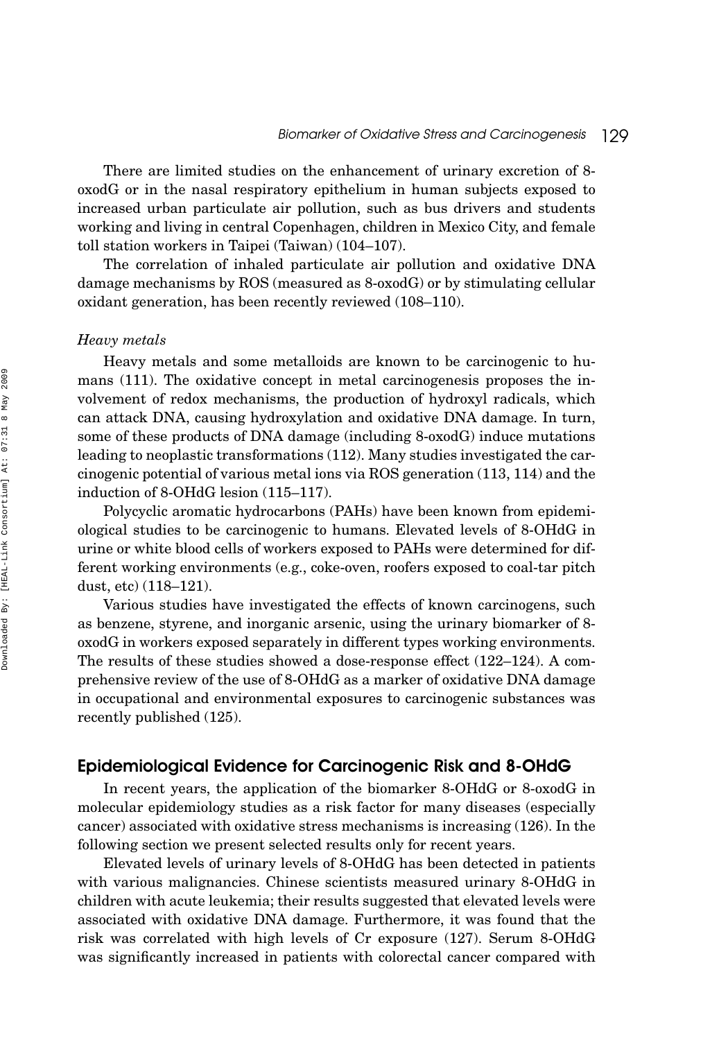There are limited studies on the enhancement of urinary excretion of 8-oxodG or in the nasal respiratory epithelium in human subjects exposed to increased urban particulate air pollution, such as bus drivers and students working and living in central Copenhagen, children in Mexico City, and female toll station workers in Taipei (Taiwan) (104–107).

The correlation of inhaled particulate air pollution and oxidative DNA damage mechanisms by ROS (measured as 8-oxodG) or by stimulating cellular oxidant generation, has been recently reviewed (108–110).

*Heavy metals*

Heavy metals and some metalloids are known to be carcinogenic to humans (111). The oxidative concept in metal carcinogenesis proposes the involvement of redox mechanisms, the production of hydroxyl radicals, which can attack DNA, causing hydroxylation and oxidative DNA damage. In turn, some of these products of DNA damage (including 8-oxodG) induce mutations leading to neoplastic transformations (112). Many studies investigated the carcinogenic potential of various metal ions via ROS generation (113, 114) and the induction of 8-OHdG lesion (115–117).

Polycyclic aromatic hydrocarbons (PAHs) have been known from epidemiological studies to be carcinogenic to humans. Elevated levels of 8-OHdG in urine or white blood cells of workers exposed to PAHs were determined for different working environments (e.g., coke-oven, roofers exposed to coal-tar pitch dust, etc) (118–121).

Various studies have investigated the effects of known carcinogens, such as benzene, styrene, and inorganic arsenic, using the urinary biomarker of 8-oxodG in workers exposed separately in different types working environments. The results of these studies showed a dose-response effect (122–124). A comprehensive review of the use of 8-OHdG as a marker of oxidative DNA damage in occupational and environmental exposures to carcinogenic substances was recently published (125).

## Epidemiological Evidence for Carcinogenic Risk and 8-OHdG

In recent years, the application of the biomarker 8-OHdG or 8-oxodG in molecular epidemiology studies as a risk factor for many diseases (especially cancer) associated with oxidative stress mechanisms is increasing (126). In the following section we present selected results only for recent years.

Elevated levels of urinary levels of 8-OHdG has been detected in patients with various malignancies. Chinese scientists measured urinary 8-OHdG in children with acute leukemia; their results suggested that elevated levels were associated with oxidative DNA damage. Furthermore, it was found that the risk was correlated with high levels of Cr exposure (127). Serum 8-OHdG was significantly increased in patients with colorectal cancer compared with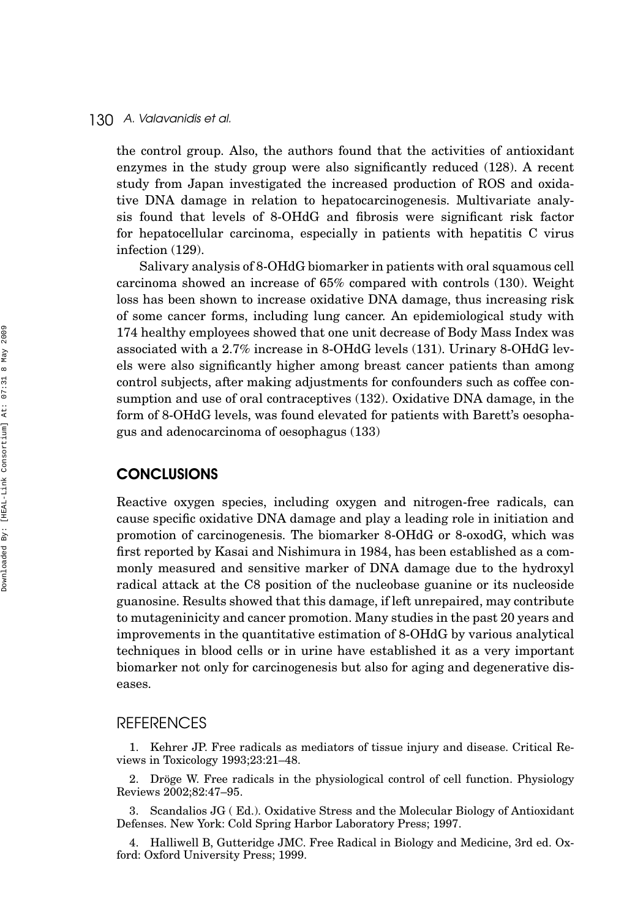the control group. Also, the authors found that the activities of antioxidant enzymes in the study group were also significantly reduced (128). A recent study from Japan investigated the increased production of ROS and oxidative DNA damage in relation to hepatocarcinogenesis. Multivariate analysis found that levels of 8-OHdG and fibrosis were significant risk factor for hepatocellular carcinoma, especially in patients with hepatitis C virus infection (129).

Salivary analysis of 8-OHdG biomarker in patients with oral squamous cell carcinoma showed an increase of 65% compared with controls (130). Weight loss has been shown to increase oxidative DNA damage, thus increasing risk of some cancer forms, including lung cancer. An epidemiological study with 174 healthy employees showed that one unit decrease of Body Mass Index was associated with a 2.7% increase in 8-OHdG levels (131). Urinary 8-OHdG levels were also significantly higher among breast cancer patients than among control subjects, after making adjustments for confounders such as coffee consumption and use of oral contraceptives (132). Oxidative DNA damage, in the form of 8-OHdG levels, was found elevated for patients with Barett's oesophagus and adenocarcinoma of oesophagus (133)

## CONCLUSIONS

Reactive oxygen species, including oxygen and nitrogen-free radicals, can cause specific oxidative DNA damage and play a leading role in initiation and promotion of carcinogenesis. The biomarker 8-OHdG or 8-oxodG, which was first reported by Kasai and Nishimura in 1984, has been established as a commonly measured and sensitive marker of DNA damage due to the hydroxyl radical attack at the C8 position of the nucleobase guanine or its nucleoside guanosine. Results showed that this damage, if left unrepaired, may contribute to mutageninicity and cancer promotion. Many studies in the past 20 years and improvements in the quantitative estimation of 8-OHdG by various analytical techniques in blood cells or in urine have established it as a very important biomarker not only for carcinogenesis but also for aging and degenerative diseases.

## REFERENCES

1. Kehrer JP. Free radicals as mediators of tissue injury and disease. Critical Reviews in Toxicology 1993;23:21–48.

2. Dröge W. Free radicals in the physiological control of cell function. Physiology Reviews 2002;82:47–95.

3. Scandalios JG ( Ed.). Oxidative Stress and the Molecular Biology of Antioxidant Defenses. New York: Cold Spring Harbor Laboratory Press; 1997.

4. Halliwell B, Gutteridge JMC. Free Radical in Biology and Medicine, 3rd ed. Oxford: Oxford University Press; 1999.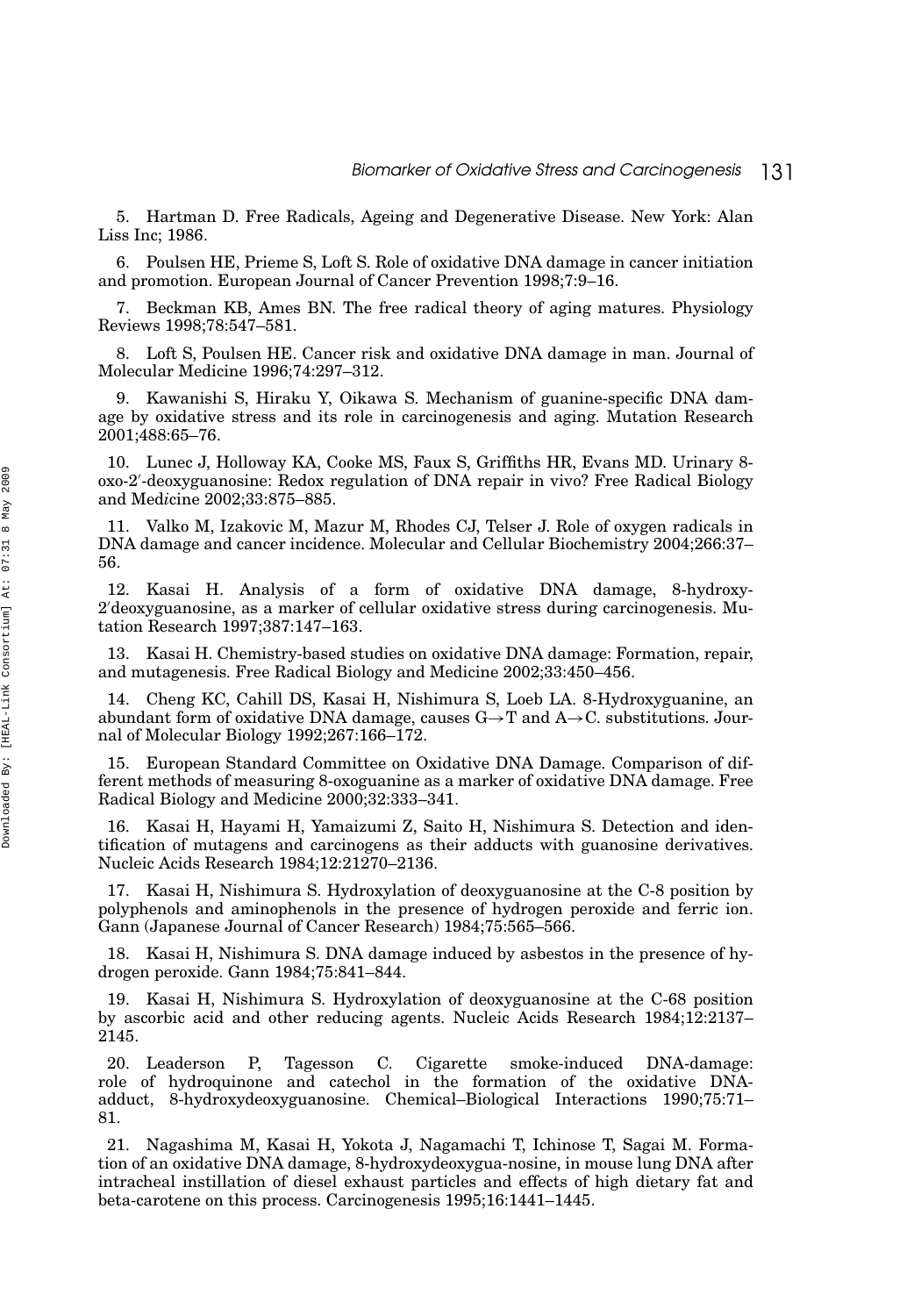5. Hartman D. Free Radicals, Ageing and Degenerative Disease. New York: Alan Liss Inc; 1986.

6. Poulsen HE, Prieme S, Loft S. Role of oxidative DNA damage in cancer initiation and promotion. European Journal of Cancer Prevention 1998;7:9–16.

7. Beckman KB, Ames BN. The free radical theory of aging matures. Physiology Reviews 1998;78:547–581.

8. Loft S, Poulsen HE. Cancer risk and oxidative DNA damage in man. Journal of Molecular Medicine 1996;74:297–312.

9. Kawanishi S, Hiraku Y, Oikawa S. Mechanism of guanine-specific DNA damage by oxidative stress and its role in carcinogenesis and aging. Mutation Research 2001;488:65–76.

10. Lunec J, Holloway KA, Cooke MS, Faux S, Griffiths HR, Evans MD. Urinary 8-oxo-2′-deoxyguanosine: Redox regulation of DNA repair in vivo? Free Radical Biology and Med*i*cine 2002;33:875–885.

11. Valko M, Izakovic M, Mazur M, Rhodes CJ, Telser J. Role of oxygen radicals in DNA damage and cancer incidence. Molecular and Cellular Biochemistry 2004;266:37–56.

12. Kasai H. Analysis of a form of oxidative DNA damage, 8-hydroxy-2′deoxyguanosine, as a marker of cellular oxidative stress during carcinogenesis. Mutation Research 1997;387:147–163.

13. Kasai H. Chemistry-based studies on oxidative DNA damage: Formation, repair, and mutagenesis. Free Radical Biology and Medicine 2002;33:450–456.

14. Cheng KC, Cahill DS, Kasai H, Nishimura S, Loeb LA. 8-Hydroxyguanine, an abundant form of oxidative DNA damage, causes G→T and A→C. substitutions. Journal of Molecular Biology 1992;267:166–172.

15. European Standard Committee on Oxidative DNA Damage. Comparison of different methods of measuring 8-oxoguanine as a marker of oxidative DNA damage. Free Radical Biology and Medicine 2000;32:333–341.

16. Kasai H, Hayami H, Yamaizumi Z, Saito H, Nishimura S. Detection and identification of mutagens and carcinogens as their adducts with guanosine derivatives. Nucleic Acids Research 1984;12:21270–2136.

17. Kasai H, Nishimura S. Hydroxylation of deoxyguanosine at the C-8 position by polyphenols and aminophenols in the presence of hydrogen peroxide and ferric ion. Gann (Japanese Journal of Cancer Research) 1984;75:565–566.

18. Kasai H, Nishimura S. DNA damage induced by asbestos in the presence of hydrogen peroxide. Gann 1984;75:841–844.

19. Kasai H, Nishimura S. Hydroxylation of deoxyguanosine at the C-68 position by ascorbic acid and other reducing agents. Nucleic Acids Research 1984;12:2137–2145.

20. Leaderson P, Tagesson C. Cigarette smoke-induced DNA-damage: role of hydroquinone and catechol in the formation of the oxidative DNA-adduct, 8-hydroxydeoxyguanosine. Chemical–Biological Interactions 1990;75:71–81.

21. Nagashima M, Kasai H, Yokota J, Nagamachi T, Ichinose T, Sagai M. Formation of an oxidative DNA damage, 8-hydroxydeoxygua-nosine, in mouse lung DNA after intracheal instillation of diesel exhaust particles and effects of high dietary fat and beta-carotene on this process. Carcinogenesis 1995;16:1441–1445.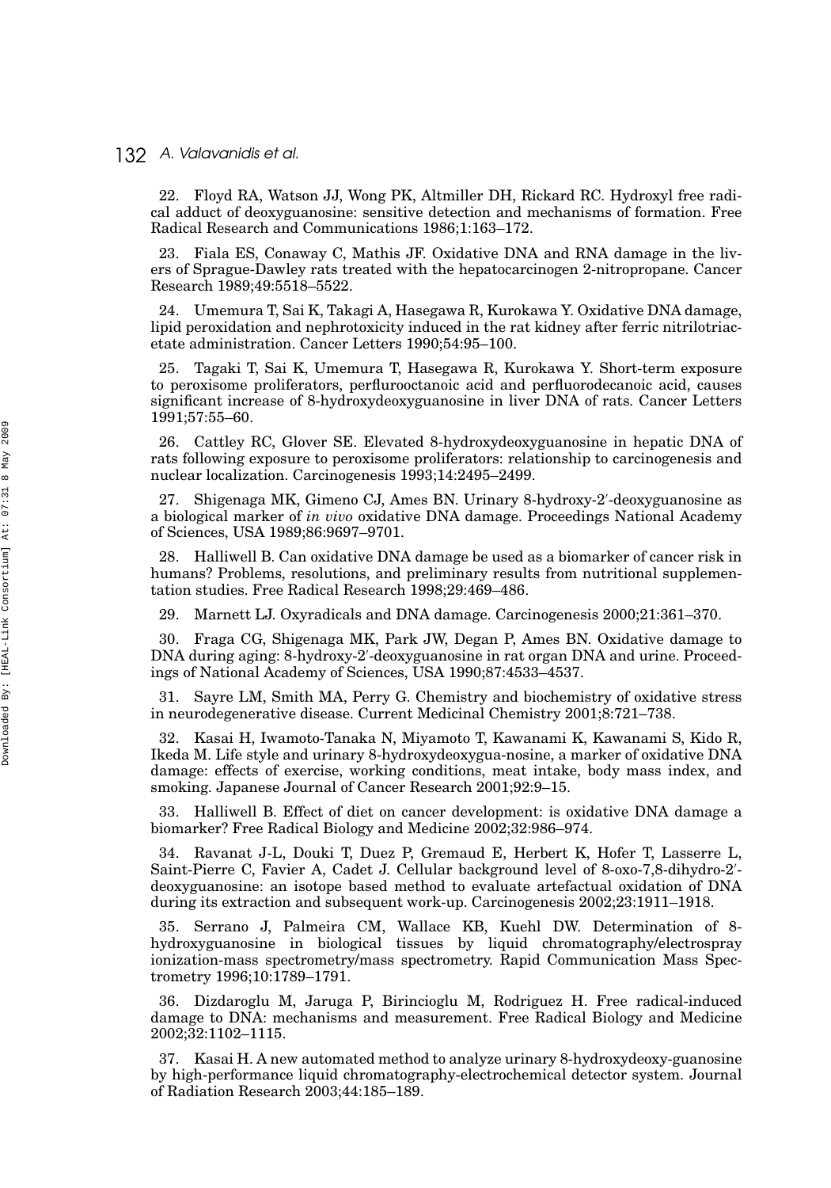22. Floyd RA, Watson JJ, Wong PK, Altmiller DH, Rickard RC. Hydroxyl free radical adduct of deoxyguanosine: sensitive detection and mechanisms of formation. Free Radical Research and Communications 1986;1:163–172.

23. Fiala ES, Conaway C, Mathis JF. Oxidative DNA and RNA damage in the livers of Sprague-Dawley rats treated with the hepatocarcinogen 2-nitropropane. Cancer Research 1989;49:5518–5522.

24. Umemura T, Sai K, Takagi A, Hasegawa R, Kurokawa Y. Oxidative DNA damage, lipid peroxidation and nephrotoxicity induced in the rat kidney after ferric nitrilotriacetate administration. Cancer Letters 1990;54:95–100.

25. Tagaki T, Sai K, Umemura T, Hasegawa R, Kurokawa Y. Short-term exposure to peroxisome proliferators, perflurooctanoic acid and perfluorodecanoic acid, causes significant increase of 8-hydroxydeoxyguanosine in liver DNA of rats. Cancer Letters 1991;57:55–60.

26. Cattley RC, Glover SE. Elevated 8-hydroxydeoxyguanosine in hepatic DNA of rats following exposure to peroxisome proliferators: relationship to carcinogenesis and nuclear localization. Carcinogenesis 1993;14:2495–2499.

27. Shigenaga MK, Gimeno CJ, Ames BN. Urinary 8-hydroxy-2′-deoxyguanosine as a biological marker of *in vivo* oxidative DNA damage. Proceedings National Academy of Sciences, USA 1989;86:9697–9701.

28. Halliwell B. Can oxidative DNA damage be used as a biomarker of cancer risk in humans? Problems, resolutions, and preliminary results from nutritional supplementation studies. Free Radical Research 1998;29:469–486.

29. Marnett LJ. Oxyradicals and DNA damage. Carcinogenesis 2000;21:361–370.

30. Fraga CG, Shigenaga MK, Park JW, Degan P, Ames BN. Oxidative damage to DNA during aging: 8-hydroxy-2′-deoxyguanosine in rat organ DNA and urine. Proceedings of National Academy of Sciences, USA 1990;87:4533–4537.

31. Sayre LM, Smith MA, Perry G. Chemistry and biochemistry of oxidative stress in neurodegenerative disease. Current Medicinal Chemistry 2001;8:721–738.

32. Kasai H, Iwamoto-Tanaka N, Miyamoto T, Kawanami K, Kawanami S, Kido R, Ikeda M. Life style and urinary 8-hydroxydeoxygua-nosine, a marker of oxidative DNA damage: effects of exercise, working conditions, meat intake, body mass index, and smoking. Japanese Journal of Cancer Research 2001;92:9–15.

33. Halliwell B. Effect of diet on cancer development: is oxidative DNA damage a biomarker? Free Radical Biology and Medicine 2002;32:986–974.

34. Ravanat J-L, Douki T, Duez P, Gremaud E, Herbert K, Hofer T, Lasserre L, Saint-Pierre C, Favier A, Cadet J. Cellular background level of 8-oxo-7,8-dihydro-2′-deoxyguanosine: an isotope based method to evaluate artefactual oxidation of DNA during its extraction and subsequent work-up. Carcinogenesis 2002;23:1911–1918.

35. Serrano J, Palmeira CM, Wallace KB, Kuehl DW. Determination of 8-hydroxyguanosine in biological tissues by liquid chromatography/electrospray ionization-mass spectrometry/mass spectrometry. Rapid Communication Mass Spectrometry 1996;10:1789–1791.

36. Dizdaroglu M, Jaruga P, Birincioglu M, Rodriguez H. Free radical-induced damage to DNA: mechanisms and measurement. Free Radical Biology and Medicine 2002;32:1102–1115.

37. Kasai H. A new automated method to analyze urinary 8-hydroxydeoxy-guanosine by high-performance liquid chromatography-electrochemical detector system. Journal of Radiation Research 2003;44:185–189.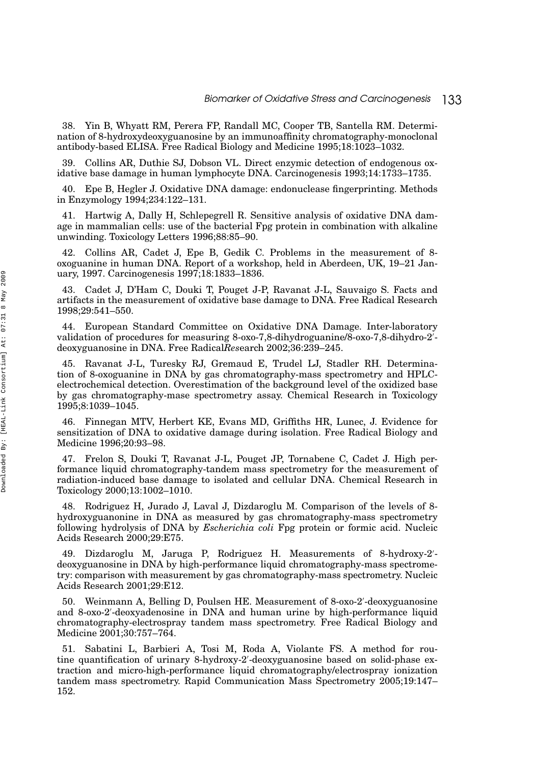38. Yin B, Whyatt RM, Perera FP, Randall MC, Cooper TB, Santella RM. Determination of 8-hydroxydeoxyguanosine by an immunoaffinity chromatography-monoclonal antibody-based ELISA. Free Radical Biology and Medicine 1995;18:1023–1032.

39. Collins AR, Duthie SJ, Dobson VL. Direct enzymic detection of endogenous oxidative base damage in human lymphocyte DNA. Carcinogenesis 1993;14:1733–1735.

40. Epe B, Hegler J. Oxidative DNA damage: endonuclease fingerprinting. Methods in Enzymology 1994;234:122–131.

41. Hartwig A, Dally H, Schlepegrell R. Sensitive analysis of oxidative DNA damage in mammalian cells: use of the bacterial Fpg protein in combination with alkaline unwinding. Toxicology Letters 1996;88:85–90.

42. Collins AR, Cadet J, Epe B, Gedik C. Problems in the measurement of 8-oxoguanine in human DNA. Report of a workshop, held in Aberdeen, UK, 19–21 January, 1997. Carcinogenesis 1997;18:1833–1836.

43. Cadet J, D'Ham C, Douki T, Pouget J-P, Ravanat J-L, Sauvaigo S. Facts and artifacts in the measurement of oxidative base damage to DNA. Free Radical Research 1998;29:541–550.

44. European Standard Committee on Oxidative DNA Damage. Inter-laboratory validation of procedures for measuring 8-oxo-7,8-dihydroguanine/8-oxo-7,8-dihydro-2′-deoxyguanosine in DNA. Free Radical*Res*earch 2002;36:239–245.

45. Ravanat J-L, Turesky RJ, Gremaud E, Trudel LJ, Stadler RH. Determination of 8-oxoguanine in DNA by gas chromatography-mass spectrometry and HPLC-electrochemical detection. Overestimation of the background level of the oxidized base by gas chromatography-mase spectrometry assay. Chemical Research in Toxicology 1995;8:1039–1045.

46. Finnegan MTV, Herbert KE, Evans MD, Griffiths HR, Lunec, J. Evidence for sensitization of DNA to oxidative damage during isolation. Free Radical Biology and Medicine 1996;20:93–98.

47. Frelon S, Douki T, Ravanat J-L, Pouget JP, Tornabene C, Cadet J. High performance liquid chromatography-tandem mass spectrometry for the measurement of radiation-induced base damage to isolated and cellular DNA. Chemical Research in Toxicology 2000;13:1002–1010.

48. Rodriguez H, Jurado J, Laval J, Dizdaroglu M. Comparison of the levels of 8-hydroxyguanonine in DNA as measured by gas chromatography-mass spectrometry following hydrolysis of DNA by *Escherichia coli* Fpg protein or formic acid. Nucleic Acids Research 2000;29:E75.

49. Dizdaroglu M, Jaruga P, Rodriguez H. Measurements of 8-hydroxy-2′-deoxyguanosine in DNA by high-performance liquid chromatography-mass spectrometry: comparison with measurement by gas chromatography-mass spectrometry. Nucleic Acids Research 2001;29:E12.

50. Weinmann A, Belling D, Poulsen HE. Measurement of 8-oxo-2′-deoxyguanosine and 8-oxo-2′-deoxyadenosine in DNA and human urine by high-performance liquid chromatography-electrospray tandem mass spectrometry. Free Radical Biology and Medicine 2001;30:757–764.

51. Sabatini L, Barbieri A, Tosi M, Roda A, Violante FS. A method for routine quantification of urinary 8-hydroxy-2′-deoxyguanosine based on solid-phase extraction and micro-high-performance liquid chromatography/electrospray ionization tandem mass spectrometry. Rapid Communication Mass Spectrometry 2005;19:147–152.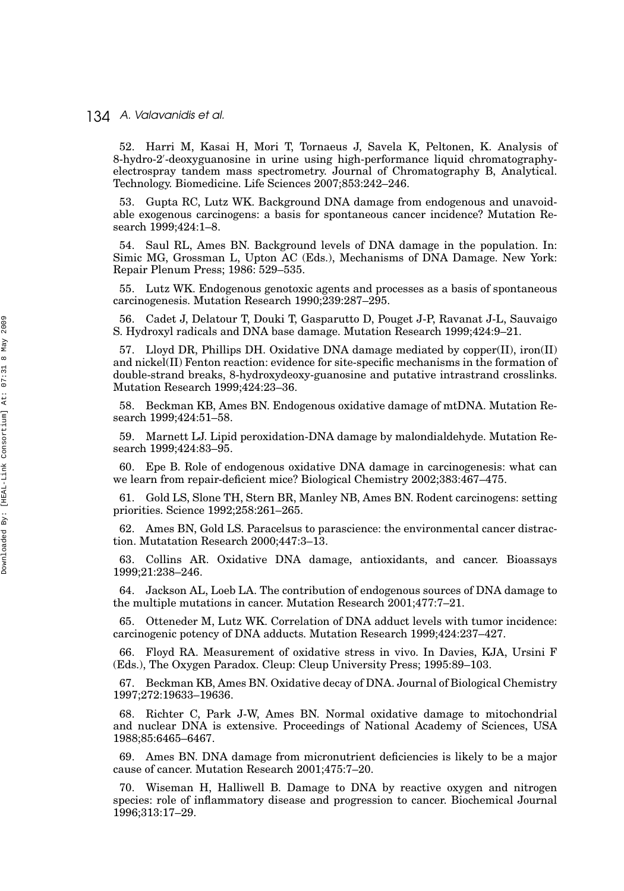52. Harri M, Kasai H, Mori T, Tornaeus J, Savela K, Peltonen, K. Analysis of 8-hydro-2′-deoxyguanosine in urine using high-performance liquid chromatography-electrospray tandem mass spectrometry. Journal of Chromatography B, Analytical. Technology. Biomedicine. Life Sciences 2007;853:242–246.

53. Gupta RC, Lutz WK. Background DNA damage from endogenous and unavoidable exogenous carcinogens: a basis for spontaneous cancer incidence? Mutation Research 1999;424:1–8.

54. Saul RL, Ames BN. Background levels of DNA damage in the population. In: Simic MG, Grossman L, Upton AC (Eds.), Mechanisms of DNA Damage. New York: Repair Plenum Press; 1986: 529–535.

55. Lutz WK. Endogenous genotoxic agents and processes as a basis of spontaneous carcinogenesis. Mutation Research 1990;239:287–295.

56. Cadet J, Delatour T, Douki T, Gasparutto D, Pouget J-P, Ravanat J-L, Sauvaigo S. Hydroxyl radicals and DNA base damage. Mutation Research 1999;424:9–21.

57. Lloyd DR, Phillips DH. Oxidative DNA damage mediated by copper(II), iron(II) and nickel(II) Fenton reaction: evidence for site-specific mechanisms in the formation of double-strand breaks, 8-hydroxydeoxy-guanosine and putative intrastrand crosslinks. Mutation Research 1999;424:23–36.

58. Beckman KB, Ames BN. Endogenous oxidative damage of mtDNA. Mutation Research 1999;424:51–58.

59. Marnett LJ. Lipid peroxidation-DNA damage by malondialdehyde. Mutation Research 1999;424:83–95.

60. Epe B. Role of endogenous oxidative DNA damage in carcinogenesis: what can we learn from repair-deficient mice? Biological Chemistry 2002;383:467–475.

61. Gold LS, Slone TH, Stern BR, Manley NB, Ames BN. Rodent carcinogens: setting priorities. Science 1992;258:261–265.

62. Ames BN, Gold LS. Paracelsus to parascience: the environmental cancer distraction. Mutatation Research 2000;447:3–13.

63. Collins AR. Oxidative DNA damage, antioxidants, and cancer. Bioassays 1999;21:238–246.

64. Jackson AL, Loeb LA. The contribution of endogenous sources of DNA damage to the multiple mutations in cancer. Mutation Research 2001;477:7–21.

65. Otteneder M, Lutz WK. Correlation of DNA adduct levels with tumor incidence: carcinogenic potency of DNA adducts. Mutation Research 1999;424:237–427.

66. Floyd RA. Measurement of oxidative stress in vivo. In Davies, KJA, Ursini F (Eds.), The Oxygen Paradox. Cleup: Cleup University Press; 1995:89–103.

67. Beckman KB, Ames BN. Oxidative decay of DNA. Journal of Biological Chemistry 1997;272:19633–19636.

68. Richter C, Park J-W, Ames BN. Normal oxidative damage to mitochondrial and nuclear DNA is extensive. Proceedings of National Academy of Sciences, USA 1988;85:6465–6467.

69. Ames BN. DNA damage from micronutrient deficiencies is likely to be a major cause of cancer. Mutation Research 2001;475:7–20.

70. Wiseman H, Halliwell B. Damage to DNA by reactive oxygen and nitrogen species: role of inflammatory disease and progression to cancer. Biochemical Journal 1996;313:17–29.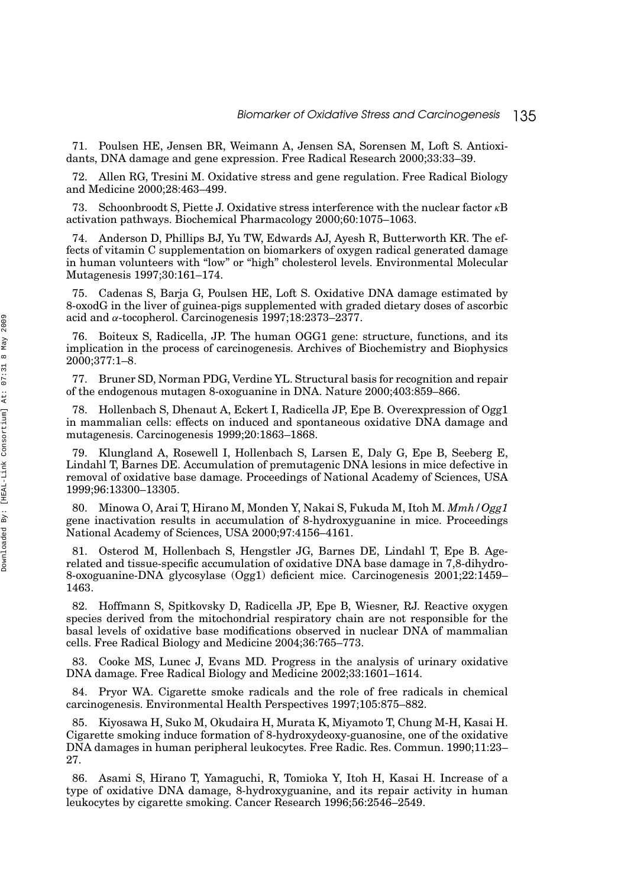71. Poulsen HE, Jensen BR, Weimann A, Jensen SA, Sorensen M, Loft S. Antioxidants, DNA damage and gene expression. Free Radical Research 2000;33:33–39.

72. Allen RG, Tresini M. Oxidative stress and gene regulation. Free Radical Biology and Medicine 2000;28:463–499.

73. Schoonbroodt S, Piette J. Oxidative stress interference with the nuclear factor $\kappa$B activation pathways. Biochemical Pharmacology 2000;60:1075–1063.

74. Anderson D, Phillips BJ, Yu TW, Edwards AJ, Ayesh R, Butterworth KR. The effects of vitamin C supplementation on biomarkers of oxygen radical generated damage in human volunteers with "low" or "high" cholesterol levels. Environmental Molecular Mutagenesis 1997;30:161–174.

75. Cadenas S, Barja G, Poulsen HE, Loft S. Oxidative DNA damage estimated by 8-oxodG in the liver of guinea-pigs supplemented with graded dietary doses of ascorbic acid and $\alpha$-tocopherol. Carcinogenesis 1997;18:2373–2377.

76. Boiteux S, Radicella, JP. The human OGG1 gene: structure, functions, and its implication in the process of carcinogenesis. Archives of Biochemistry and Biophysics 2000;377:1–8.

77. Bruner SD, Norman PDG, Verdine YL. Structural basis for recognition and repair of the endogenous mutagen 8-oxoguanine in DNA. Nature 2000;403:859–866.

78. Hollenbach S, Dhenaut A, Eckert I, Radicella JP, Epe B. Overexpression of Ogg1 in mammalian cells: effects on induced and spontaneous oxidative DNA damage and mutagenesis. Carcinogenesis 1999;20:1863–1868.

79. Klungland A, Rosewell I, Hollenbach S, Larsen E, Daly G, Epe B, Seeberg E, Lindahl T, Barnes DE. Accumulation of premutagenic DNA lesions in mice defective in removal of oxidative base damage. Proceedings of National Academy of Sciences, USA 1999;96:13300–13305.

80. Minowa O, Arai T, Hirano M, Monden Y, Nakai S, Fukuda M, Itoh M. *Mmh/Ogg1* gene inactivation results in accumulation of 8-hydroxyguanine in mice. Proceedings National Academy of Sciences, USA 2000;97:4156–4161.

81. Osterod M, Hollenbach S, Hengstler JG, Barnes DE, Lindahl T, Epe B. Age-related and tissue-specific accumulation of oxidative DNA base damage in 7,8-dihydro-8-oxoguanine-DNA glycosylase (Ogg1) deficient mice. Carcinogenesis 2001;22:1459–1463.

82. Hoffmann S, Spitkovsky D, Radicella JP, Epe B, Wiesner, RJ. Reactive oxygen species derived from the mitochondrial respiratory chain are not responsible for the basal levels of oxidative base modifications observed in nuclear DNA of mammalian cells. Free Radical Biology and Medicine 2004;36:765–773.

83. Cooke MS, Lunec J, Evans MD. Progress in the analysis of urinary oxidative DNA damage. Free Radical Biology and Medicine 2002;33:1601–1614.

84. Pryor WA. Cigarette smoke radicals and the role of free radicals in chemical carcinogenesis. Environmental Health Perspectives 1997;105:875–882.

85. Kiyosawa H, Suko M, Okudaira H, Murata K, Miyamoto T, Chung M-H, Kasai H. Cigarette smoking induce formation of 8-hydroxydeoxy-guanosine, one of the oxidative DNA damages in human peripheral leukocytes. Free Radic. Res. Commun. 1990;11:23–27.

86. Asami S, Hirano T, Yamaguchi, R, Tomioka Y, Itoh H, Kasai H. Increase of a type of oxidative DNA damage, 8-hydroxyguanine, and its repair activity in human leukocytes by cigarette smoking. Cancer Research 1996;56:2546–2549.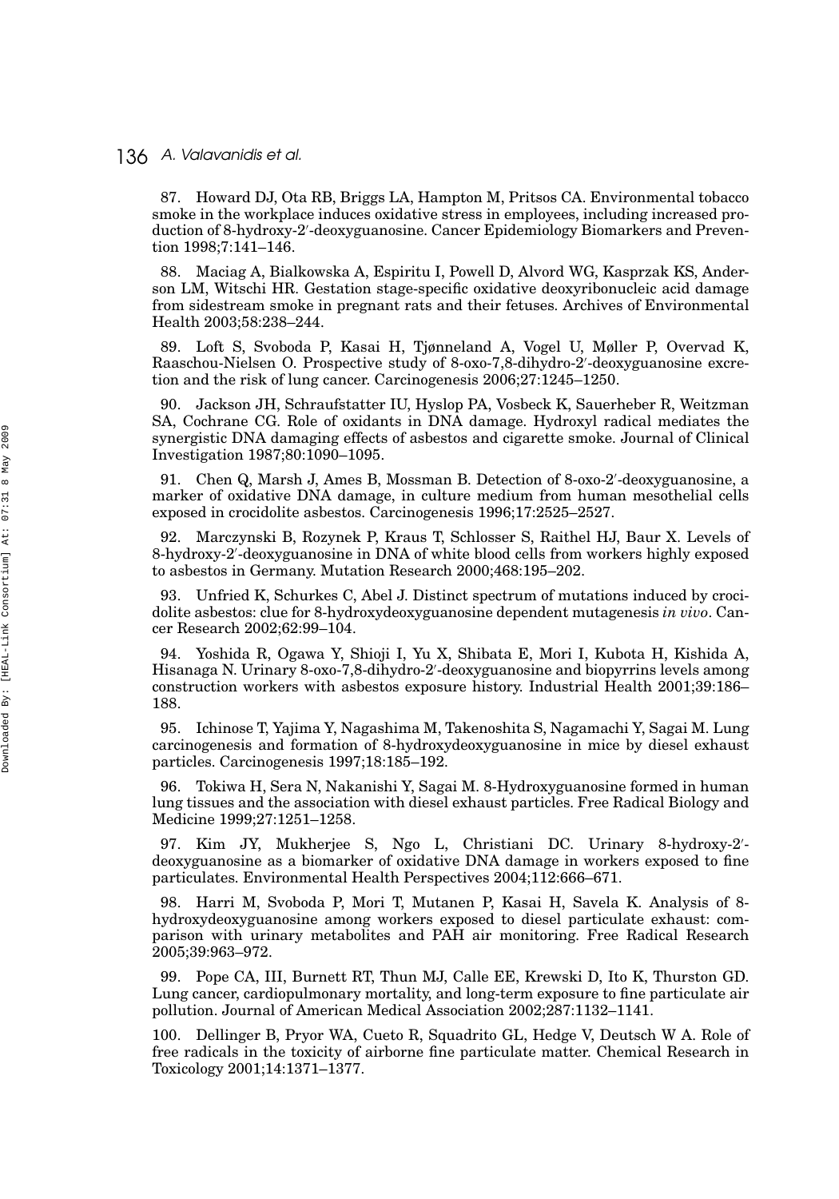87. Howard DJ, Ota RB, Briggs LA, Hampton M, Pritsos CA. Environmental tobacco smoke in the workplace induces oxidative stress in employees, including increased production of 8-hydroxy-2′-deoxyguanosine. Cancer Epidemiology Biomarkers and Prevention 1998;7:141–146.

88. Maciag A, Bialkowska A, Espiritu I, Powell D, Alvord WG, Kasprzak KS, Anderson LM, Witschi HR. Gestation stage-specific oxidative deoxyribonucleic acid damage from sidestream smoke in pregnant rats and their fetuses. Archives of Environmental Health 2003;58:238–244.

89. Loft S, Svoboda P, Kasai H, Tjønneland A, Vogel U, Møller P, Overvad K, Raaschou-Nielsen O. Prospective study of 8-oxo-7,8-dihydro-2′-deoxyguanosine excretion and the risk of lung cancer. Carcinogenesis 2006;27:1245–1250.

90. Jackson JH, Schraufstatter IU, Hyslop PA, Vosbeck K, Sauerheber R, Weitzman SA, Cochrane CG. Role of oxidants in DNA damage. Hydroxyl radical mediates the synergistic DNA damaging effects of asbestos and cigarette smoke. Journal of Clinical Investigation 1987;80:1090–1095.

91. Chen Q, Marsh J, Ames B, Mossman B. Detection of 8-oxo-2′-deoxyguanosine, a marker of oxidative DNA damage, in culture medium from human mesothelial cells exposed in crocidolite asbestos. Carcinogenesis 1996;17:2525–2527.

92. Marczynski B, Rozynek P, Kraus T, Schlosser S, Raithel HJ, Baur X. Levels of 8-hydroxy-2′-deoxyguanosine in DNA of white blood cells from workers highly exposed to asbestos in Germany. Mutation Research 2000;468:195–202.

93. Unfried K, Schurkes C, Abel J. Distinct spectrum of mutations induced by crocidolite asbestos: clue for 8-hydroxydeoxyguanosine dependent mutagenesis *in vivo*. Cancer Research 2002;62:99–104.

94. Yoshida R, Ogawa Y, Shioji I, Yu X, Shibata E, Mori I, Kubota H, Kishida A, Hisanaga N. Urinary 8-oxo-7,8-dihydro-2′-deoxyguanosine and biopyrrins levels among construction workers with asbestos exposure history. Industrial Health 2001;39:186–188.

95. Ichinose T, Yajima Y, Nagashima M, Takenoshita S, Nagamachi Y, Sagai M. Lung carcinogenesis and formation of 8-hydroxydeoxyguanosine in mice by diesel exhaust particles. Carcinogenesis 1997;18:185–192.

96. Tokiwa H, Sera N, Nakanishi Y, Sagai M. 8-Hydroxyguanosine formed in human lung tissues and the association with diesel exhaust particles. Free Radical Biology and Medicine 1999;27:1251–1258.

97. Kim JY, Mukherjee S, Ngo L, Christiani DC. Urinary 8-hydroxy-2′-deoxyguanosine as a biomarker of oxidative DNA damage in workers exposed to fine particulates. Environmental Health Perspectives 2004;112:666–671.

98. Harri M, Svoboda P, Mori T, Mutanen P, Kasai H, Savela K. Analysis of 8-hydroxydeoxyguanosine among workers exposed to diesel particulate exhaust: comparison with urinary metabolites and PAH air monitoring. Free Radical Research 2005;39:963–972.

99. Pope CA, III, Burnett RT, Thun MJ, Calle EE, Krewski D, Ito K, Thurston GD. Lung cancer, cardiopulmonary mortality, and long-term exposure to fine particulate air pollution. Journal of American Medical Association 2002;287:1132–1141.

100. Dellinger B, Pryor WA, Cueto R, Squadrito GL, Hedge V, Deutsch W A. Role of free radicals in the toxicity of airborne fine particulate matter. Chemical Research in Toxicology 2001;14:1371–1377.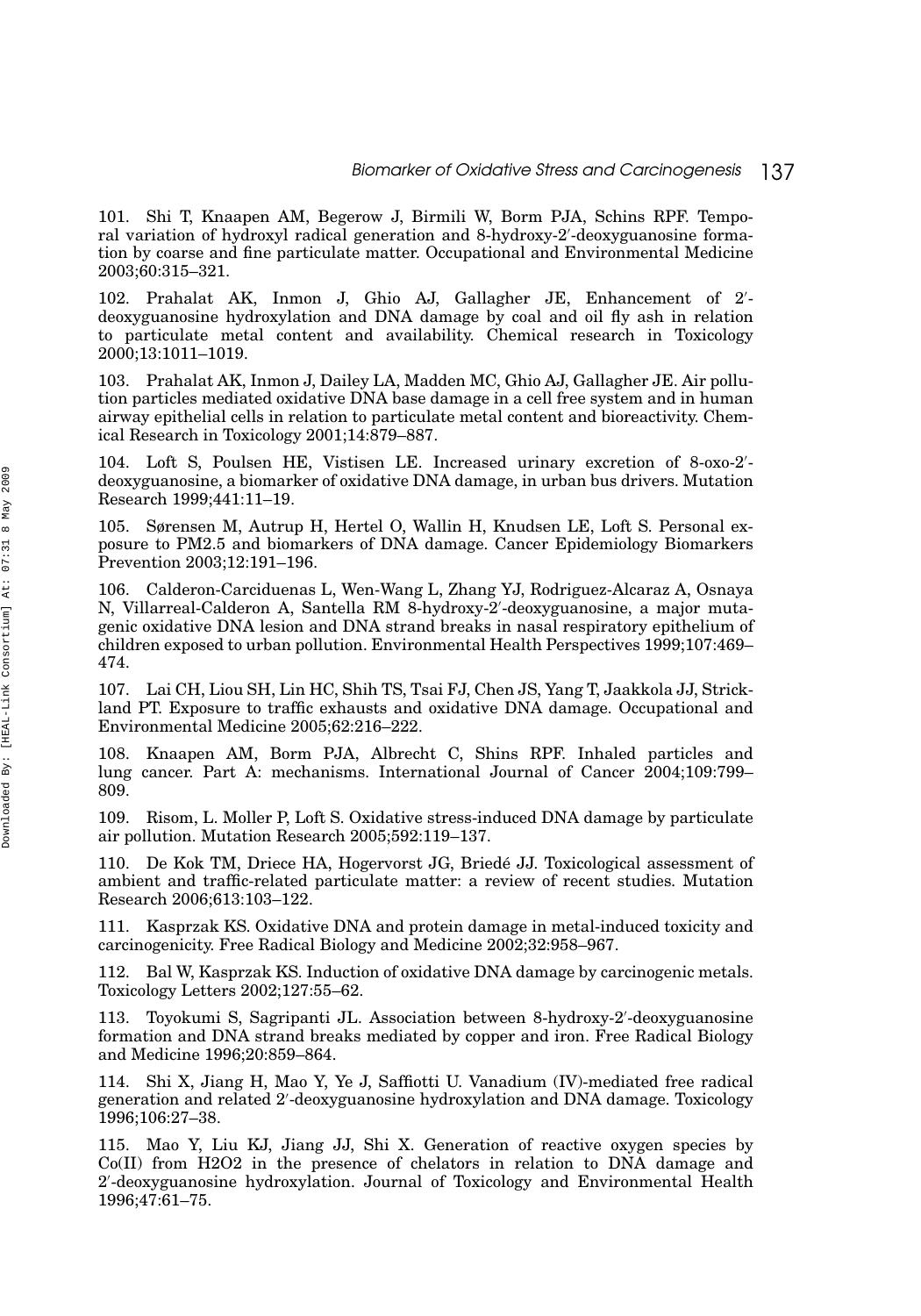101. Shi T, Knaapen AM, Begerow J, Birmili W, Borm PJA, Schins RPF. Temporal variation of hydroxyl radical generation and 8-hydroxy-2′-deoxyguanosine formation by coarse and fine particulate matter. Occupational and Environmental Medicine 2003;60:315–321.

102. Prahalat AK, Inmon J, Ghio AJ, Gallagher JE, Enhancement of 2′-deoxyguanosine hydroxylation and DNA damage by coal and oil fly ash in relation to particulate metal content and availability. Chemical research in Toxicology 2000;13:1011–1019.

103. Prahalat AK, Inmon J, Dailey LA, Madden MC, Ghio AJ, Gallagher JE. Air pollution particles mediated oxidative DNA base damage in a cell free system and in human airway epithelial cells in relation to particulate metal content and bioreactivity. Chemical Research in Toxicology 2001;14:879–887.

104. Loft S, Poulsen HE, Vistisen LE. Increased urinary excretion of 8-oxo-2′-deoxyguanosine, a biomarker of oxidative DNA damage, in urban bus drivers. Mutation Research 1999;441:11–19.

105. Sørensen M, Autrup H, Hertel O, Wallin H, Knudsen LE, Loft S. Personal exposure to PM2.5 and biomarkers of DNA damage. Cancer Epidemiology Biomarkers Prevention 2003;12:191–196.

106. Calderon-Carciduenas L, Wen-Wang L, Zhang YJ, Rodriguez-Alcaraz A, Osnaya N, Villarreal-Calderon A, Santella RM 8-hydroxy-2′-deoxyguanosine, a major mutagenic oxidative DNA lesion and DNA strand breaks in nasal respiratory epithelium of children exposed to urban pollution. Environmental Health Perspectives 1999;107:469–474.

107. Lai CH, Liou SH, Lin HC, Shih TS, Tsai FJ, Chen JS, Yang T, Jaakkola JJ, Strickland PT. Exposure to traffic exhausts and oxidative DNA damage. Occupational and Environmental Medicine 2005;62:216–222.

108. Knaapen AM, Borm PJA, Albrecht C, Shins RPF. Inhaled particles and lung cancer. Part A: mechanisms. International Journal of Cancer 2004;109:799–809.

109. Risom, L. Moller P, Loft S. Oxidative stress-induced DNA damage by particulate air pollution. Mutation Research 2005;592:119–137.

110. De Kok TM, Driece HA, Hogervorst JG, Briedé JJ. Toxicological assessment of ambient and traffic-related particulate matter: a review of recent studies. Mutation Research 2006;613:103–122.

111. Kasprzak KS. Oxidative DNA and protein damage in metal-induced toxicity and carcinogenicity. Free Radical Biology and Medicine 2002;32:958–967.

112. Bal W, Kasprzak KS. Induction of oxidative DNA damage by carcinogenic metals. Toxicology Letters 2002;127:55–62.

113. Toyokumi S, Sagripanti JL. Association between 8-hydroxy-2′-deoxyguanosine formation and DNA strand breaks mediated by copper and iron. Free Radical Biology and Medicine 1996;20:859–864.

114. Shi X, Jiang H, Mao Y, Ye J, Saffiotti U. Vanadium (IV)-mediated free radical generation and related 2′-deoxyguanosine hydroxylation and DNA damage. Toxicology 1996;106:27–38.

115. Mao Y, Liu KJ, Jiang JJ, Shi X. Generation of reactive oxygen species by Co(II) from H2O2 in the presence of chelators in relation to DNA damage and 2′-deoxyguanosine hydroxylation. Journal of Toxicology and Environmental Health 1996;47:61–75.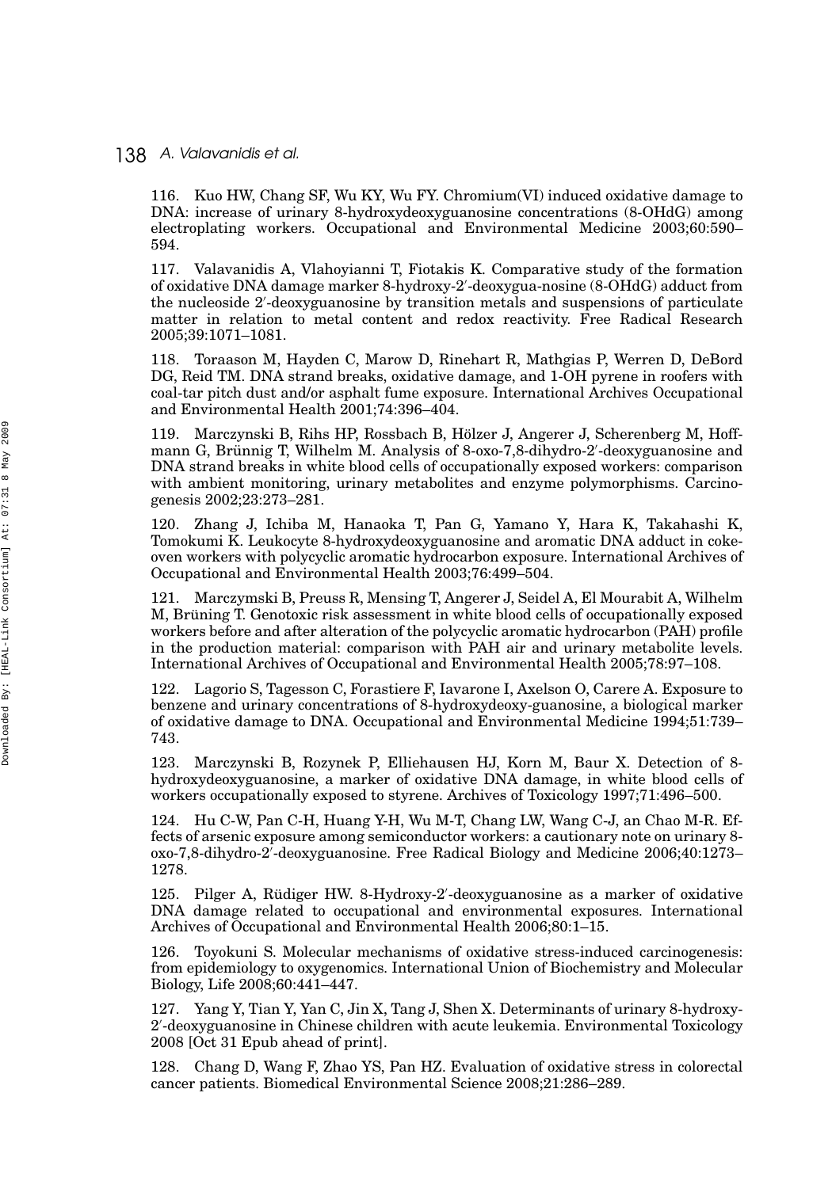116. Kuo HW, Chang SF, Wu KY, Wu FY. Chromium(VI) induced oxidative damage to DNA: increase of urinary 8-hydroxydeoxyguanosine concentrations (8-OHdG) among electroplating workers. Occupational and Environmental Medicine 2003;60:590–594.

117. Valavanidis A, Vlahoyianni T, Fiotakis K. Comparative study of the formation of oxidative DNA damage marker 8-hydroxy-2′-deoxygua-nosine (8-OHdG) adduct from the nucleoside 2′-deoxyguanosine by transition metals and suspensions of particulate matter in relation to metal content and redox reactivity. Free Radical Research 2005;39:1071–1081.

118. Toraason M, Hayden C, Marow D, Rinehart R, Mathgias P, Werren D, DeBord DG, Reid TM. DNA strand breaks, oxidative damage, and 1-OH pyrene in roofers with coal-tar pitch dust and/or asphalt fume exposure. International Archives Occupational and Environmental Health 2001;74:396–404.

119. Marczynski B, Rihs HP, Rossbach B, Hölzer J, Angerer J, Scherenberg M, Hoffmann G, Brünnig T, Wilhelm M. Analysis of 8-oxo-7,8-dihydro-2′-deoxyguanosine and DNA strand breaks in white blood cells of occupationally exposed workers: comparison with ambient monitoring, urinary metabolites and enzyme polymorphisms. Carcinogenesis 2002;23:273–281.

120. Zhang J, Ichiba M, Hanaoka T, Pan G, Yamano Y, Hara K, Takahashi K, Tomokumi K. Leukocyte 8-hydroxydeoxyguanosine and aromatic DNA adduct in coke-oven workers with polycyclic aromatic hydrocarbon exposure. International Archives of Occupational and Environmental Health 2003;76:499–504.

121. Marczymski B, Preuss R, Mensing T, Angerer J, Seidel A, El Mourabit A, Wilhelm M, Brüning T. Genotoxic risk assessment in white blood cells of occupationally exposed workers before and after alteration of the polycyclic aromatic hydrocarbon (PAH) profile in the production material: comparison with PAH air and urinary metabolite levels. International Archives of Occupational and Environmental Health 2005;78:97–108.

122. Lagorio S, Tagesson C, Forastiere F, Iavarone I, Axelson O, Carere A. Exposure to benzene and urinary concentrations of 8-hydroxydeoxy-guanosine, a biological marker of oxidative damage to DNA. Occupational and Environmental Medicine 1994;51:739–743.

123. Marczynski B, Rozynek P, Elliehausen HJ, Korn M, Baur X. Detection of 8-hydroxydeoxyguanosine, a marker of oxidative DNA damage, in white blood cells of workers occupationally exposed to styrene. Archives of Toxicology 1997;71:496–500.

124. Hu C-W, Pan C-H, Huang Y-H, Wu M-T, Chang LW, Wang C-J, an Chao M-R. Effects of arsenic exposure among semiconductor workers: a cautionary note on urinary 8-oxo-7,8-dihydro-2′-deoxyguanosine. Free Radical Biology and Medicine 2006;40:1273–1278.

125. Pilger A, Rüdiger HW. 8-Hydroxy-2′-deoxyguanosine as a marker of oxidative DNA damage related to occupational and environmental exposures. International Archives of Occupational and Environmental Health 2006;80:1–15.

126. Toyokuni S. Molecular mechanisms of oxidative stress-induced carcinogenesis: from epidemiology to oxygenomics. International Union of Biochemistry and Molecular Biology, Life 2008;60:441–447.

127. Yang Y, Tian Y, Yan C, Jin X, Tang J, Shen X. Determinants of urinary 8-hydroxy-2′-deoxyguanosine in Chinese children with acute leukemia. Environmental Toxicology 2008 [Oct 31 Epub ahead of print].

128. Chang D, Wang F, Zhao YS, Pan HZ. Evaluation of oxidative stress in colorectal cancer patients. Biomedical Environmental Science 2008;21:286–289.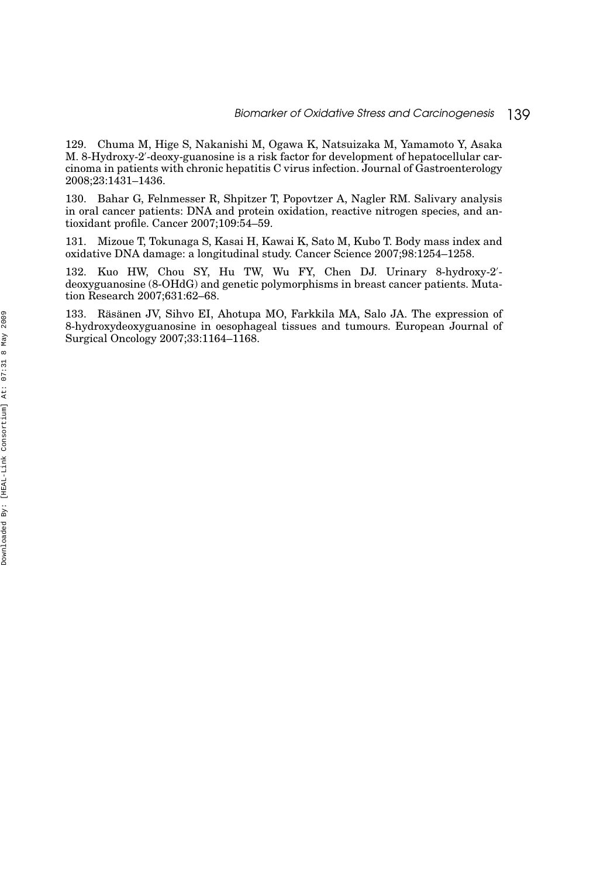129. Chuma M, Hige S, Nakanishi M, Ogawa K, Natsuizaka M, Yamamoto Y, Asaka M. 8-Hydroxy-2′-deoxy-guanosine is a risk factor for development of hepatocellular carcinoma in patients with chronic hepatitis C virus infection. Journal of Gastroenterology 2008;23:1431–1436.

130. Bahar G, Felnmesser R, Shpitzer T, Popovtzer A, Nagler RM. Salivary analysis in oral cancer patients: DNA and protein oxidation, reactive nitrogen species, and antioxidant profile. Cancer 2007;109:54–59.

131. Mizoue T, Tokunaga S, Kasai H, Kawai K, Sato M, Kubo T. Body mass index and oxidative DNA damage: a longitudinal study. Cancer Science 2007;98:1254–1258.

132. Kuo HW, Chou SY, Hu TW, Wu FY, Chen DJ. Urinary 8-hydroxy-2′-deoxyguanosine (8-OHdG) and genetic polymorphisms in breast cancer patients. Mutation Research 2007;631:62–68.

133. Räsänen JV, Sihvo EI, Ahotupa MO, Farkkila MA, Salo JA. The expression of 8-hydroxydeoxyguanosine in oesophageal tissues and tumours. European Journal of Surgical Oncology 2007;33:1164–1168.